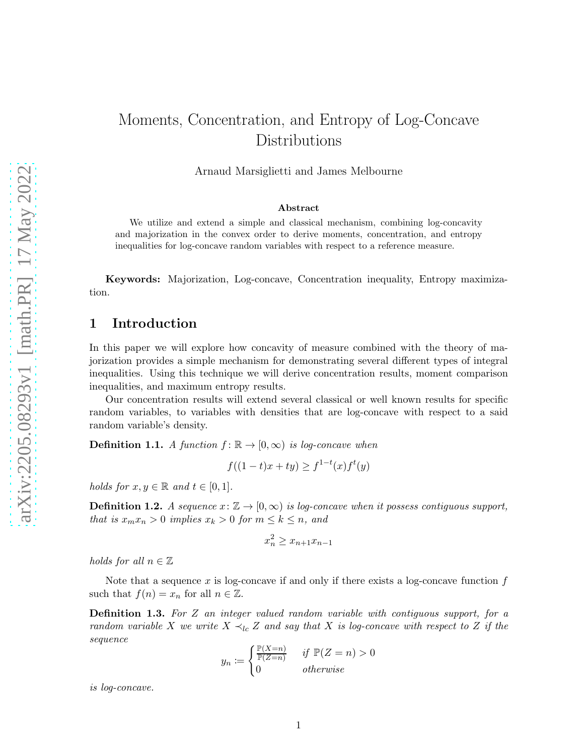# Moments, Concentration, and Entropy of Log-Concave Distributions

Arnaud Marsiglietti and James Melbourne

### Abstract

We utilize and extend a simple and classical mechanism, combining log-concavity and majorization in the convex order to derive moments, concentration, and entropy inequalities for log-concave random variables with respect to a reference measure.

**Keywords:** Majorization, Log-concave, Concentration inequality, Entropy maximization.

## 1 Introduction

In this paper we will explore how concavity of measure combined with the theory of majorization provides a simple mechanism for demonstrating several different types of integral inequalities. Using this technique we will derive concentration results, moment comparison inequalities, and maximum entropy results.

Our concentration results will extend several classical or well known results for specific random variables, to variables with densities that are log-concave with respect to a said random variable's density.

**Definition 1.1.** *A function $f \colon \mathbb{R} \to [0, \infty)$ is log-concave when*

$$f((1-t)x + ty) \geq f^{1-t}(x) f^t(y)$$

*holds for $x, y \in \mathbb{R}$ and $t \in [0, 1]$.*

**Definition 1.2.** *A sequence $x \colon \mathbb{Z} \to [0, \infty)$ is log-concave when it possess contiguous support, that is $x_m x_n > 0$ implies $x_k > 0$ for $m \leq k \leq n$, and*

$$x_n^2 \geq x_{n+1} x_{n-1}$$

*holds for all $n \in \mathbb{Z}$*

Note that a sequence $x$ is log-concave if and only if there exists a log-concave function $f$ such that $f(n) = x_n$ for all $n \in \mathbb{Z}$.

**Definition 1.3.** *For $Z$ an integer valued random variable with contiguous support, for a random variable $X$ we write $X \prec_{lc} Z$ and say that $X$ is log-concave with respect to $Z$ if the sequence*

$$y_n := \begin{cases} \frac{\mathbb{P}(X=n)}{\mathbb{P}(Z=n)} & \text{if } \mathbb{P}(Z = n) > 0 \\ 0 & \text{otherwise} \end{cases}$$

*is log-concave.*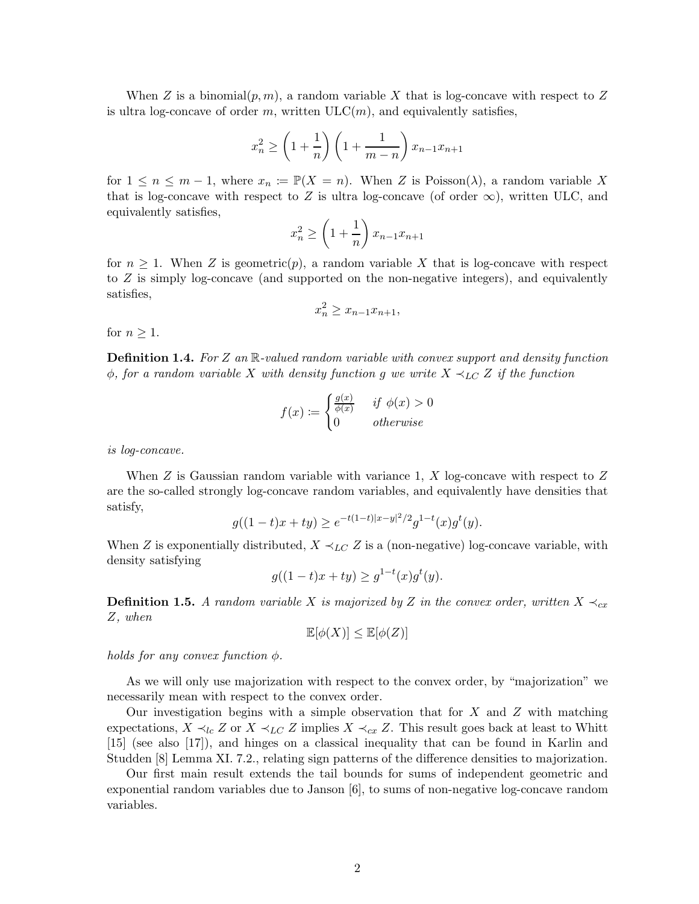When $Z$ is a binomial$(p, m)$, a random variable $X$ that is log-concave with respect to $Z$ is ultra log-concave of order $m$, written ULC$(m)$, and equivalently satisfies,

$$x_n^2 \geq \left(1 + \frac{1}{n}\right)\left(1 + \frac{1}{m-n}\right) x_{n-1}x_{n+1}$$

for $1 \leq n \leq m-1$, where $x_n \coloneqq \mathbb{P}(X = n)$. When $Z$ is Poisson$(\lambda)$, a random variable $X$ that is log-concave with respect to $Z$ is ultra log-concave (of order $\infty$), written ULC, and equivalently satisfies,

$$x_n^2 \geq \left(1 + \frac{1}{n}\right) x_{n-1}x_{n+1}$$

for $n \geq 1$. When $Z$ is geometric$(p)$, a random variable $X$ that is log-concave with respect to $Z$ is simply log-concave (and supported on the non-negative integers), and equivalently satisfies,

$$x_n^2 \geq x_{n-1}x_{n+1},$$

for $n \geq 1$.

**Definition 1.4.** *For $Z$ an $\mathbb{R}$-valued random variable with convex support and density function $\phi$, for a random variable $X$ with density function $g$ we write $X \prec_{LC} Z$ if the function*

$$f(x) \coloneqq \begin{cases} \frac{g(x)}{\phi(x)} & \text{if } \phi(x) > 0 \\ 0 & \text{otherwise} \end{cases}$$

*is log-concave.*

When $Z$ is Gaussian random variable with variance 1, $X$ log-concave with respect to $Z$ are the so-called strongly log-concave random variables, and equivalently have densities that satisfy,

$$g((1-t)x + ty) \geq e^{-t(1-t)|x-y|^2/2} g^{1-t}(x) g^t(y).$$

When $Z$ is exponentially distributed, $X \prec_{LC} Z$ is a (non-negative) log-concave variable, with density satisfying

$$g((1-t)x + ty) \geq g^{1-t}(x) g^t(y).$$

**Definition 1.5.** *A random variable $X$ is majorized by $Z$ in the convex order, written $X \prec_{cx} Z$, when*

$$\mathbb{E}[\phi(X)] \leq \mathbb{E}[\phi(Z)]$$

*holds for any convex function $\phi$.*

As we will only use majorization with respect to the convex order, by "majorization" we necessarily mean with respect to the convex order.

Our investigation begins with a simple observation that for $X$ and $Z$ with matching expectations, $X \prec_{lc} Z$ or $X \prec_{LC} Z$ implies $X \prec_{cx} Z$. This result goes back at least to Whitt [15] (see also [17]), and hinges on a classical inequality that can be found in Karlin and Studden [8] Lemma XI. 7.2., relating sign patterns of the difference densities to majorization.

Our first main result extends the tail bounds for sums of independent geometric and exponential random variables due to Janson [6], to sums of non-negative log-concave random variables.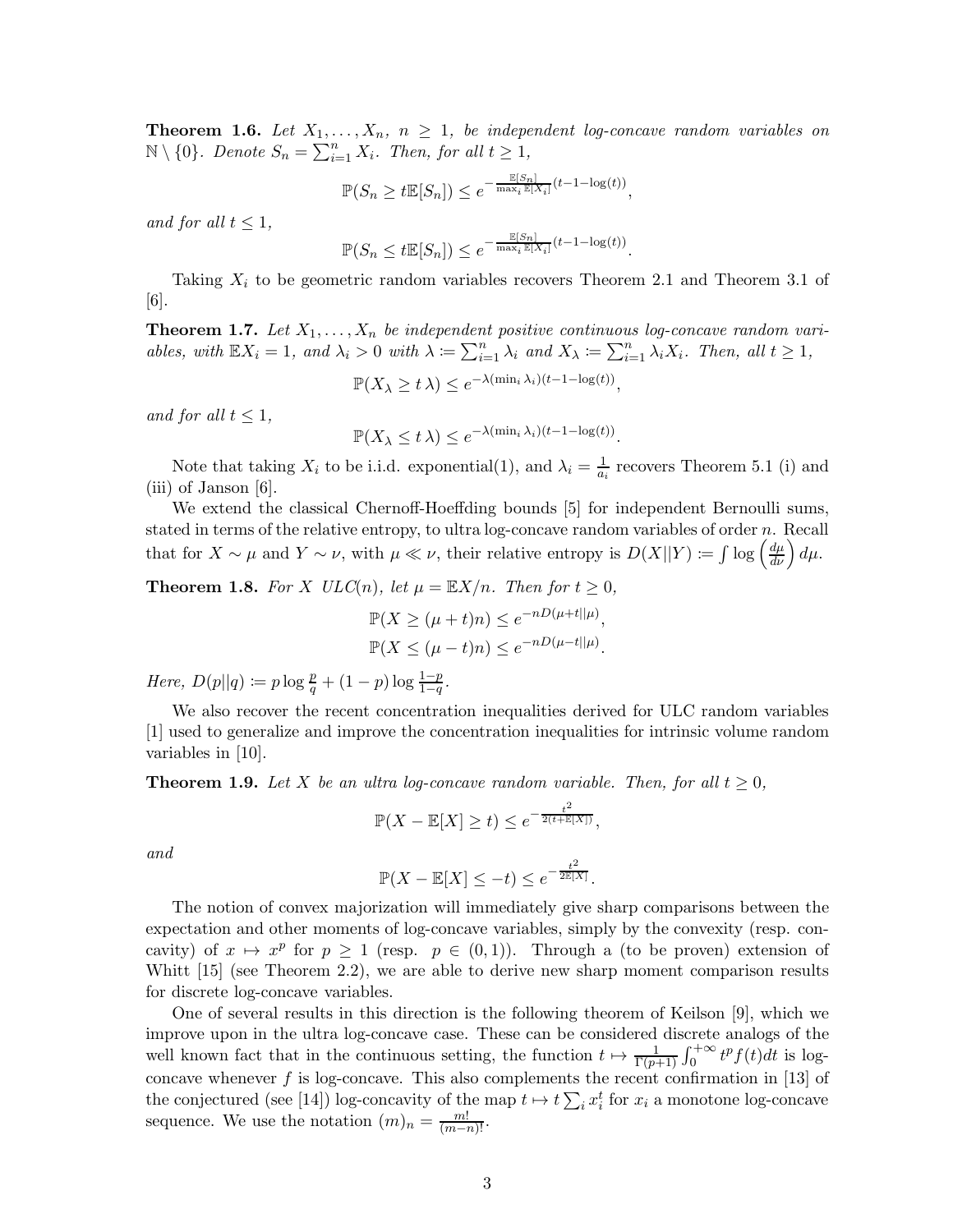**Theorem 1.6.** *Let $X_1, \ldots, X_n$, $n \geq 1$, be independent log-concave random variables on $\mathbb{N} \setminus \{0\}$. Denote $S_n = \sum_{i=1}^n X_i$. Then, for all $t \geq 1$,*

$$\mathbb{P}(S_n \geq t\mathbb{E}[S_n]) \leq e^{-\frac{\mathbb{E}[S_n]}{\max_i \mathbb{E}[X_i]}(t-1-\log(t))},$$

*and for all $t \leq 1$,*

$$\mathbb{P}(S_n \leq t\mathbb{E}[S_n]) \leq e^{-\frac{\mathbb{E}[S_n]}{\max_i \mathbb{E}[X_i]}(t-1-\log(t))}.$$

Taking $X_i$ to be geometric random variables recovers Theorem 2.1 and Theorem 3.1 of [6].

**Theorem 1.7.** *Let $X_1, \ldots, X_n$ be independent positive continuous log-concave random variables, with $\mathbb{E}X_i = 1$, and $\lambda_i > 0$ with $\lambda := \sum_{i=1}^n \lambda_i$ and $X_\lambda := \sum_{i=1}^n \lambda_i X_i$. Then, all $t \geq 1$,*

$$\mathbb{P}(X_\lambda \geq t\,\lambda) \leq e^{-\lambda(\min_i \lambda_i)(t-1-\log(t))},$$

*and for all $t \leq 1$,*

$$\mathbb{P}(X_\lambda \leq t\,\lambda) \leq e^{-\lambda(\min_i \lambda_i)(t-1-\log(t))}.$$

Note that taking $X_i$ to be i.i.d. exponential(1), and $\lambda_i = \frac{1}{a_i}$ recovers Theorem 5.1 (i) and (iii) of Janson [6].

We extend the classical Chernoff-Hoeffding bounds [5] for independent Bernoulli sums, stated in terms of the relative entropy, to ultra log-concave random variables of order $n$. Recall that for $X \sim \mu$ and $Y \sim \nu$, with $\mu \ll \nu$, their relative entropy is $D(X||Y) := \int \log\left(\frac{d\mu}{d\nu}\right) d\mu$.

**Theorem 1.8.** *For $X$ $ULC(n)$, let $\mu = \mathbb{E}X/n$. Then for $t \geq 0$,*

$$\mathbb{P}(X \geq (\mu + t)n) \leq e^{-nD(\mu+t||\mu)},$$
$$\mathbb{P}(X \leq (\mu - t)n) \leq e^{-nD(\mu-t||\mu)}.$$

*Here, $D(p||q) := p \log \frac{p}{q} + (1-p)\log\frac{1-p}{1-q}$.*

We also recover the recent concentration inequalities derived for ULC random variables [1] used to generalize and improve the concentration inequalities for intrinsic volume random variables in [10].

**Theorem 1.9.** *Let $X$ be an ultra log-concave random variable. Then, for all $t \geq 0$,*

$$\mathbb{P}(X - \mathbb{E}[X] \geq t) \leq e^{-\frac{t^2}{2(t+\mathbb{E}[X])}},$$

*and*

$$\mathbb{P}(X - \mathbb{E}[X] \leq -t) \leq e^{-\frac{t^2}{2\mathbb{E}[X]}}.$$

The notion of convex majorization will immediately give sharp comparisons between the expectation and other moments of log-concave variables, simply by the convexity (resp. concavity) of $x \mapsto x^p$ for $p \geq 1$ (resp. $p \in (0,1)$). Through a (to be proven) extension of Whitt [15] (see Theorem 2.2), we are able to derive new sharp moment comparison results for discrete log-concave variables.

One of several results in this direction is the following theorem of Keilson [9], which we improve upon in the ultra log-concave case. These can be considered discrete analogs of the well known fact that in the continuous setting, the function $t \mapsto \frac{1}{\Gamma(p+1)}\int_0^{+\infty} t^p f(t)dt$ is log-concave whenever $f$ is log-concave. This also complements the recent confirmation in [13] of the conjectured (see [14]) log-concavity of the map $t \mapsto t\sum_i x_i^t$ for $x_i$ a monotone log-concave sequence. We use the notation $(m)_n = \frac{m!}{(m-n)!}$.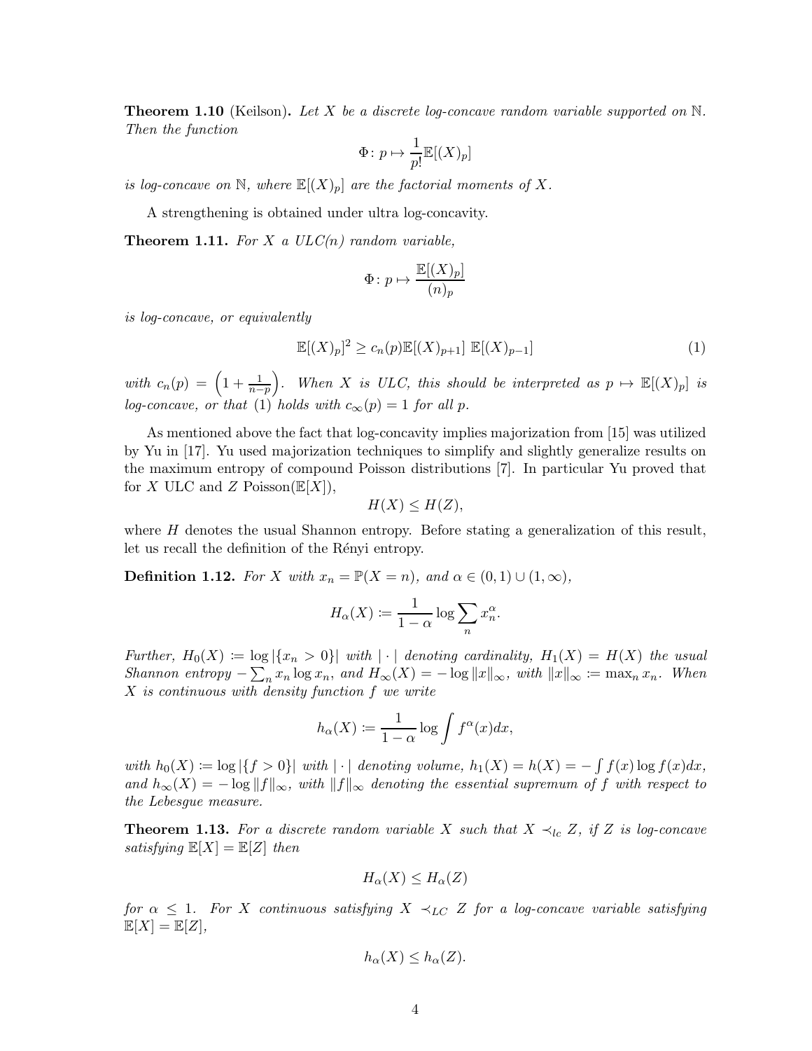**Theorem 1.10** (Keilson)**.** *Let $X$ be a discrete log-concave random variable supported on $\mathbb{N}$. Then the function*

$$\Phi \colon p \mapsto \frac{1}{p!}\mathbb{E}[(X)_p]$$

*is log-concave on $\mathbb{N}$, where $\mathbb{E}[(X)_p]$ are the factorial moments of $X$.*

A strengthening is obtained under ultra log-concavity.

**Theorem 1.11.** *For $X$ a ULC(n) random variable,*

$$\Phi \colon p \mapsto \frac{\mathbb{E}[(X)_p]}{(n)_p}$$

*is log-concave, or equivalently*

$$\mathbb{E}[(X)_p]^2 \geq c_n(p)\mathbb{E}[(X)_{p+1}]\ \mathbb{E}[(X)_{p-1}] \tag{1}$$

*with $c_n(p) = \left(1 + \frac{1}{n-p}\right)$. When $X$ is ULC, this should be interpreted as $p \mapsto \mathbb{E}[(X)_p]$ is log-concave, or that* (1) *holds with $c_\infty(p) = 1$ for all $p$.*

As mentioned above the fact that log-concavity implies majorization from [15] was utilized by Yu in [17]. Yu used majorization techniques to simplify and slightly generalize results on the maximum entropy of compound Poisson distributions [7]. In particular Yu proved that for $X$ ULC and $Z$ Poisson($\mathbb{E}[X]$),

$$H(X) \leq H(Z),$$

where $H$ denotes the usual Shannon entropy. Before stating a generalization of this result, let us recall the definition of the Rényi entropy.

**Definition 1.12.** *For $X$ with $x_n = \mathbb{P}(X = n)$, and $\alpha \in (0,1) \cup (1, \infty)$,*

$$H_\alpha(X) \coloneqq \frac{1}{1-\alpha} \log \sum_n x_n^\alpha.$$

*Further, $H_0(X) \coloneqq \log |\{x_n > 0\}|$ with $|\cdot|$ denoting cardinality, $H_1(X) = H(X)$ the usual Shannon entropy $-\sum_n x_n \log x_n$, and $H_\infty(X) = -\log \|x\|_\infty$, with $\|x\|_\infty \coloneqq \max_n x_n$. When $X$ is continuous with density function $f$ we write*

$$h_\alpha(X) \coloneqq \frac{1}{1-\alpha} \log \int f^\alpha(x) dx,$$

*with $h_0(X) \coloneqq \log |\{f > 0\}|$ with $|\cdot|$ denoting volume, $h_1(X) = h(X) = -\int f(x) \log f(x) dx$, and $h_\infty(X) = -\log \|f\|_\infty$, with $\|f\|_\infty$ denoting the essential supremum of $f$ with respect to the Lebesgue measure.*

**Theorem 1.13.** *For a discrete random variable $X$ such that $X \prec_{lc} Z$, if $Z$ is log-concave satisfying $\mathbb{E}[X] = \mathbb{E}[Z]$ then*

$$H_\alpha(X) \leq H_\alpha(Z)$$

*for $\alpha \leq 1$. For $X$ continuous satisfying $X \prec_{LC} Z$ for a log-concave variable satisfying $\mathbb{E}[X] = \mathbb{E}[Z]$,*

$$h_\alpha(X) \leq h_\alpha(Z).$$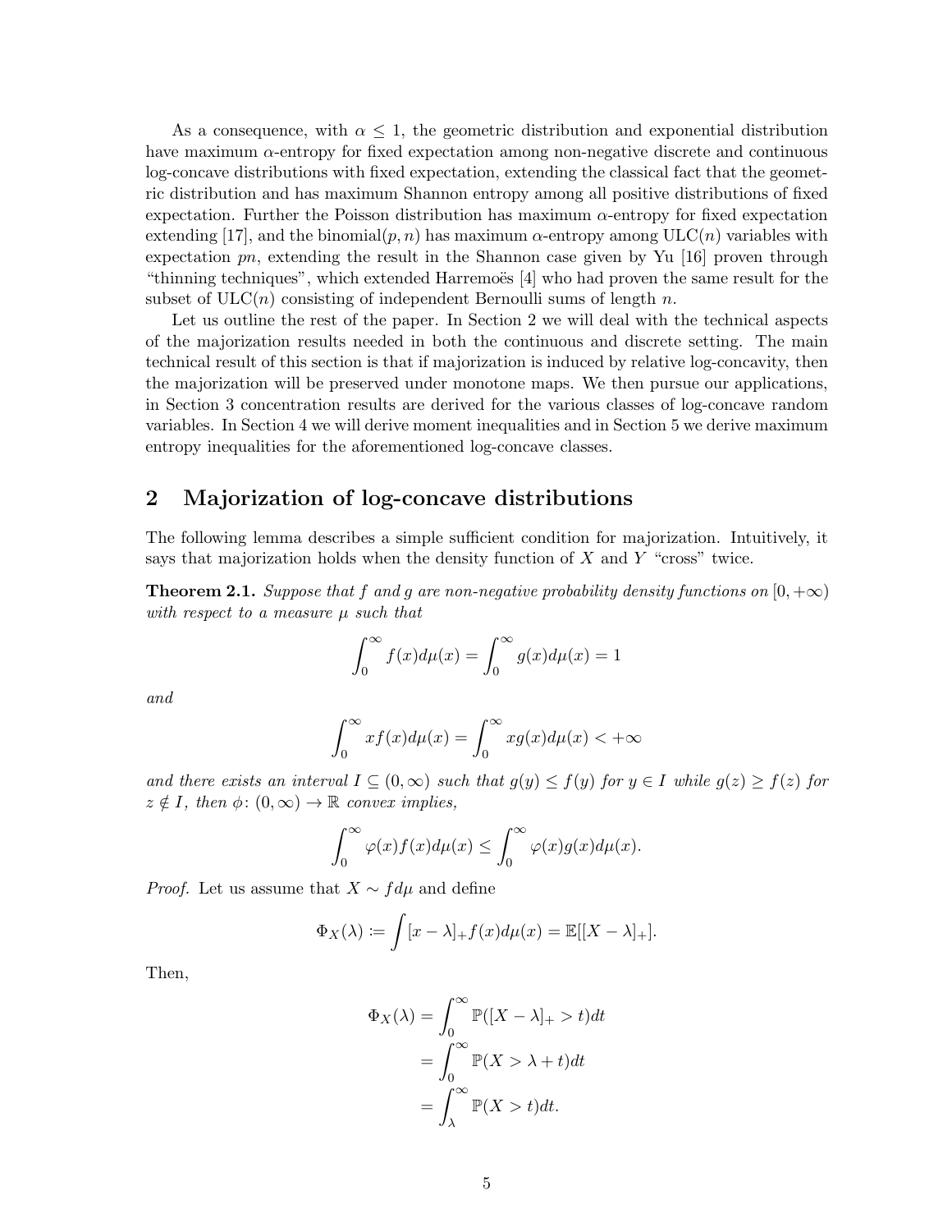As a consequence, with $\alpha \leq 1$, the geometric distribution and exponential distribution have maximum $\alpha$-entropy for fixed expectation among non-negative discrete and continuous log-concave distributions with fixed expectation, extending the classical fact that the geometric distribution and has maximum Shannon entropy among all positive distributions of fixed expectation. Further the Poisson distribution has maximum $\alpha$-entropy for fixed expectation extending [17], and the binomial$(p, n)$ has maximum $\alpha$-entropy among $\mathrm{ULC}(n)$ variables with expectation $pn$, extending the result in the Shannon case given by Yu [16] proven through "thinning techniques", which extended Harremoës [4] who had proven the same result for the subset of $\mathrm{ULC}(n)$ consisting of independent Bernoulli sums of length $n$.

Let us outline the rest of the paper. In Section 2 we will deal with the technical aspects of the majorization results needed in both the continuous and discrete setting. The main technical result of this section is that if majorization is induced by relative log-concavity, then the majorization will be preserved under monotone maps. We then pursue our applications, in Section 3 concentration results are derived for the various classes of log-concave random variables. In Section 4 we will derive moment inequalities and in Section 5 we derive maximum entropy inequalities for the aforementioned log-concave classes.

## 2 Majorization of log-concave distributions

The following lemma describes a simple sufficient condition for majorization. Intuitively, it says that majorization holds when the density function of $X$ and $Y$ "cross" twice.

**Theorem 2.1.** *Suppose that $f$ and $g$ are non-negative probability density functions on $[0, +\infty)$ with respect to a measure $\mu$ such that*

$$\int_0^\infty f(x)d\mu(x) = \int_0^\infty g(x)d\mu(x) = 1$$

*and*

$$\int_0^\infty xf(x)d\mu(x) = \int_0^\infty xg(x)d\mu(x) < +\infty$$

*and there exists an interval $I \subseteq (0, \infty)$ such that $g(y) \leq f(y)$ for $y \in I$ while $g(z) \geq f(z)$ for $z \notin I$, then $\phi \colon (0, \infty) \to \mathbb{R}$ convex implies,*

$$\int_0^\infty \varphi(x)f(x)d\mu(x) \leq \int_0^\infty \varphi(x)g(x)d\mu(x).$$

*Proof.* Let us assume that $X \sim fd\mu$ and define

$$\Phi_X(\lambda) \coloneqq \int [x - \lambda]_+ f(x)d\mu(x) = \mathbb{E}[[X - \lambda]_+].$$

Then,

$$\begin{aligned}
\Phi_X(\lambda) &= \int_0^\infty \mathbb{P}([X - \lambda]_+ > t)dt \\
&= \int_0^\infty \mathbb{P}(X > \lambda + t)dt \\
&= \int_\lambda^\infty \mathbb{P}(X > t)dt.
\end{aligned}$$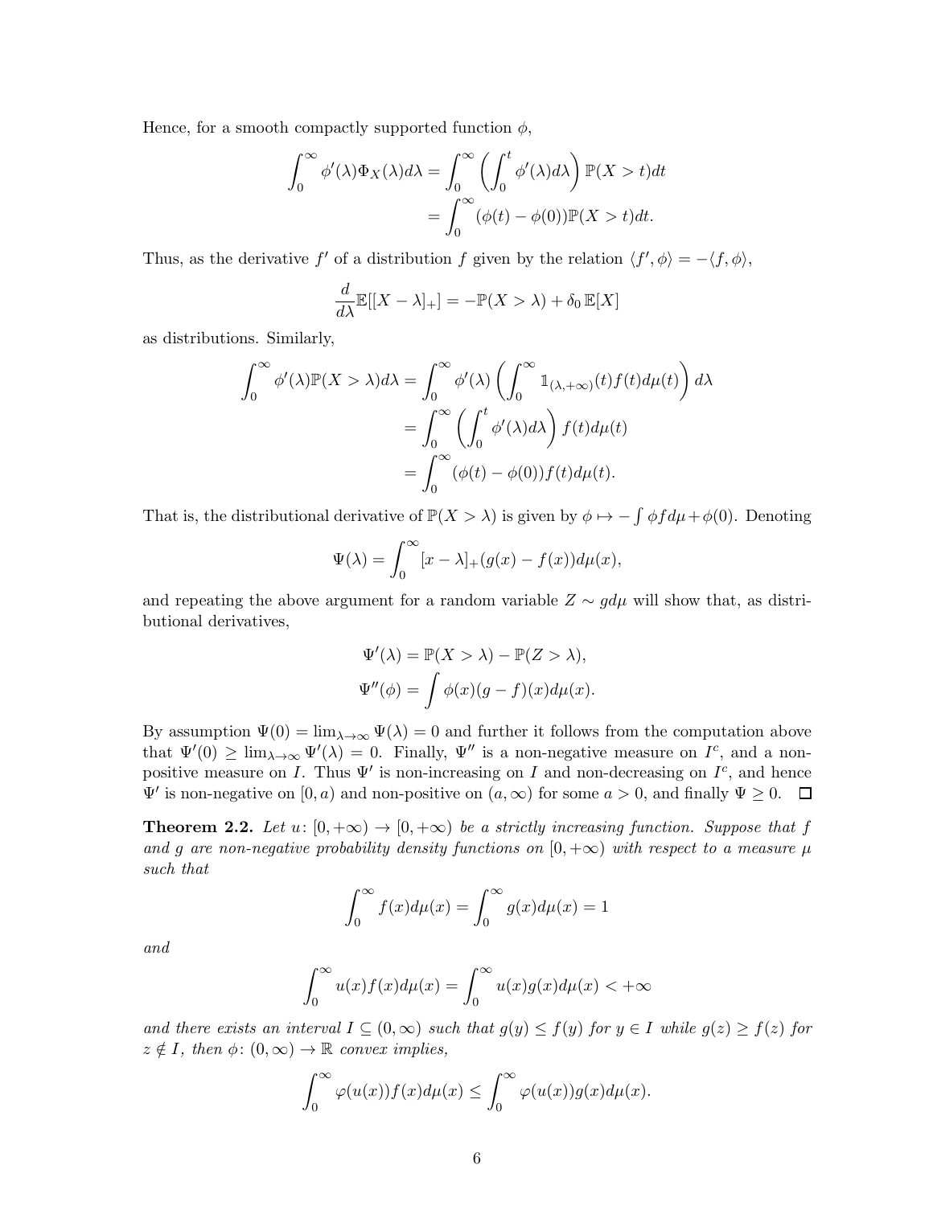Hence, for a smooth compactly supported function $\phi$,

$$\int_0^\infty \phi'(\lambda)\Phi_X(\lambda)d\lambda = \int_0^\infty \left(\int_0^t \phi'(\lambda)d\lambda\right)\mathbb{P}(X > t)dt$$
$$= \int_0^\infty (\phi(t) - \phi(0))\mathbb{P}(X > t)dt.$$

Thus, as the derivative $f'$ of a distribution $f$ given by the relation $\langle f', \phi\rangle = -\langle f, \phi\rangle$,

$$\frac{d}{d\lambda}\mathbb{E}[[X-\lambda]_+] = -\mathbb{P}(X > \lambda) + \delta_0\,\mathbb{E}[X]$$

as distributions. Similarly,

$$\int_0^\infty \phi'(\lambda)\mathbb{P}(X > \lambda)d\lambda = \int_0^\infty \phi'(\lambda)\left(\int_0^\infty \mathbb{1}_{(\lambda,+\infty)}(t)f(t)d\mu(t)\right)d\lambda$$
$$= \int_0^\infty \left(\int_0^t \phi'(\lambda)d\lambda\right)f(t)d\mu(t)$$
$$= \int_0^\infty (\phi(t) - \phi(0))f(t)d\mu(t).$$

That is, the distributional derivative of $\mathbb{P}(X > \lambda)$ is given by $\phi \mapsto -\int \phi f d\mu + \phi(0)$. Denoting

$$\Psi(\lambda) = \int_0^\infty [x-\lambda]_+(g(x) - f(x))d\mu(x),$$

and repeating the above argument for a random variable $Z \sim g d\mu$ will show that, as distributional derivatives,

$$\Psi'(\lambda) = \mathbb{P}(X > \lambda) - \mathbb{P}(Z > \lambda),$$
$$\Psi''(\phi) = \int \phi(x)(g-f)(x)d\mu(x).$$

By assumption $\Psi(0) = \lim_{\lambda\to\infty}\Psi(\lambda) = 0$ and further it follows from the computation above that $\Psi'(0) \geq \lim_{\lambda\to\infty}\Psi'(\lambda) = 0$. Finally, $\Psi''$ is a non-negative measure on $I^c$, and a non-positive measure on $I$. Thus $\Psi'$ is non-increasing on $I$ and non-decreasing on $I^c$, and hence $\Psi'$ is non-negative on $[0,a)$ and non-positive on $(a,\infty)$ for some $a > 0$, and finally $\Psi \geq 0$. □

**Theorem 2.2.** *Let $u\colon [0,+\infty) \to [0,+\infty)$ be a strictly increasing function. Suppose that $f$ and $g$ are non-negative probability density functions on $[0,+\infty)$ with respect to a measure $\mu$ such that*

$$\int_0^\infty f(x)d\mu(x) = \int_0^\infty g(x)d\mu(x) = 1$$

*and*

$$\int_0^\infty u(x)f(x)d\mu(x) = \int_0^\infty u(x)g(x)d\mu(x) < +\infty$$

*and there exists an interval $I \subseteq (0,\infty)$ such that $g(y) \leq f(y)$ for $y \in I$ while $g(z) \geq f(z)$ for $z \notin I$, then $\phi\colon (0,\infty) \to \mathbb{R}$ convex implies,*

$$\int_0^\infty \varphi(u(x))f(x)d\mu(x) \leq \int_0^\infty \varphi(u(x))g(x)d\mu(x).$$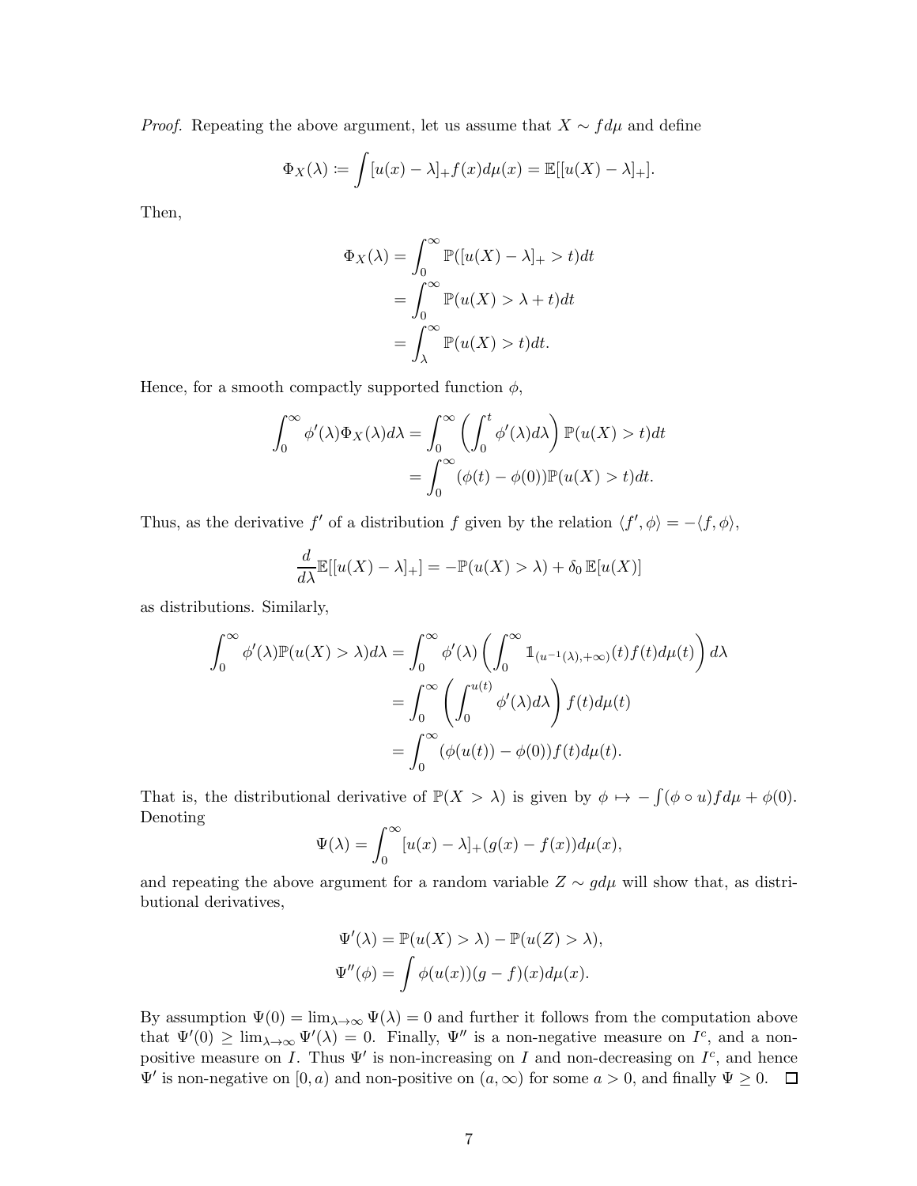*Proof.* Repeating the above argument, let us assume that $X \sim f d\mu$ and define

$$\Phi_X(\lambda) \coloneqq \int [u(x) - \lambda]_+ f(x) d\mu(x) = \mathbb{E}[[u(X) - \lambda]_+].$$

Then,

$$\begin{aligned}
\Phi_X(\lambda) &= \int_0^\infty \mathbb{P}([u(X) - \lambda]_+ > t) dt \\
&= \int_0^\infty \mathbb{P}(u(X) > \lambda + t) dt \\
&= \int_\lambda^\infty \mathbb{P}(u(X) > t) dt.
\end{aligned}$$

Hence, for a smooth compactly supported function $\phi$,

$$\begin{aligned}
\int_0^\infty \phi'(\lambda) \Phi_X(\lambda) d\lambda &= \int_0^\infty \left( \int_0^t \phi'(\lambda) d\lambda \right) \mathbb{P}(u(X) > t) dt \\
&= \int_0^\infty (\phi(t) - \phi(0)) \mathbb{P}(u(X) > t) dt.
\end{aligned}$$

Thus, as the derivative $f'$ of a distribution $f$ given by the relation $\langle f', \phi \rangle = -\langle f, \phi \rangle$,

$$\frac{d}{d\lambda} \mathbb{E}[[u(X) - \lambda]_+] = -\mathbb{P}(u(X) > \lambda) + \delta_0 \, \mathbb{E}[u(X)]$$

as distributions. Similarly,

$$\begin{aligned}
\int_0^\infty \phi'(\lambda) \mathbb{P}(u(X) > \lambda) d\lambda &= \int_0^\infty \phi'(\lambda) \left( \int_0^\infty \mathbb{1}_{(u^{-1}(\lambda), +\infty)}(t) f(t) d\mu(t) \right) d\lambda \\
&= \int_0^\infty \left( \int_0^{u(t)} \phi'(\lambda) d\lambda \right) f(t) d\mu(t) \\
&= \int_0^\infty (\phi(u(t)) - \phi(0)) f(t) d\mu(t).
\end{aligned}$$

That is, the distributional derivative of $\mathbb{P}(X > \lambda)$ is given by $\phi \mapsto -\int (\phi \circ u) f d\mu + \phi(0)$. Denoting

$$\Psi(\lambda) = \int_0^\infty [u(x) - \lambda]_+ (g(x) - f(x)) d\mu(x),$$

and repeating the above argument for a random variable $Z \sim g d\mu$ will show that, as distributional derivatives,

$$\begin{aligned}
\Psi'(\lambda) &= \mathbb{P}(u(X) > \lambda) - \mathbb{P}(u(Z) > \lambda), \\
\Psi''(\phi) &= \int \phi(u(x)) (g - f)(x) d\mu(x).
\end{aligned}$$

By assumption $\Psi(0) = \lim_{\lambda \to \infty} \Psi(\lambda) = 0$ and further it follows from the computation above that $\Psi'(0) \geq \lim_{\lambda \to \infty} \Psi'(\lambda) = 0$. Finally, $\Psi''$ is a non-negative measure on $I^c$, and a non-positive measure on $I$. Thus $\Psi'$ is non-increasing on $I$ and non-decreasing on $I^c$, and hence $\Psi'$ is non-negative on $[0, a)$ and non-positive on $(a, \infty)$ for some $a > 0$, and finally $\Psi \geq 0$. $\square$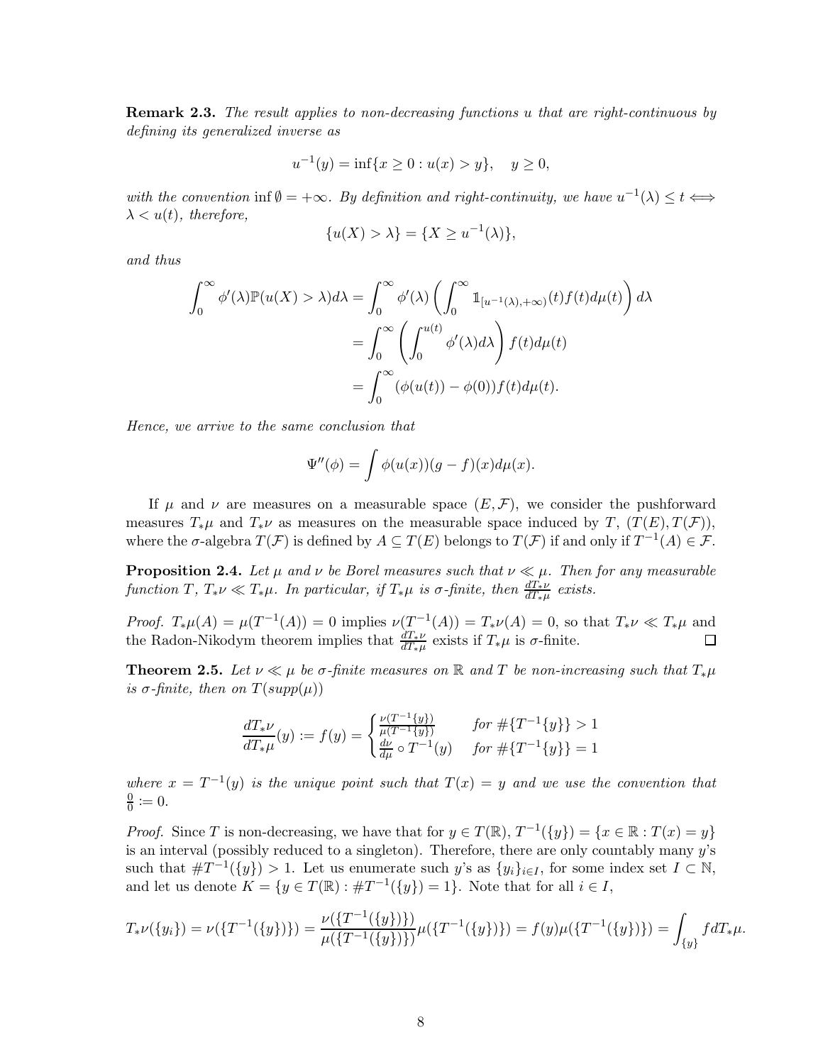**Remark 2.3.** *The result applies to non-decreasing functions $u$ that are right-continuous by defining its generalized inverse as*

$$u^{-1}(y) = \inf\{x \geq 0 : u(x) > y\}, \quad y \geq 0,$$

*with the convention* $\inf \emptyset = +\infty$. *By definition and right-continuity, we have $u^{-1}(\lambda) \leq t \iff \lambda < u(t)$, therefore,*

$$\{u(X) > \lambda\} = \{X \geq u^{-1}(\lambda)\},$$

*and thus*

$$\begin{aligned}
\int_0^\infty \phi'(\lambda)\mathbb{P}(u(X) > \lambda)d\lambda &= \int_0^\infty \phi'(\lambda)\left(\int_0^\infty \mathbb{1}_{[u^{-1}(\lambda),+\infty)}(t)f(t)d\mu(t)\right)d\lambda \\
&= \int_0^\infty \left(\int_0^{u(t)} \phi'(\lambda)d\lambda\right)f(t)d\mu(t) \\
&= \int_0^\infty (\phi(u(t)) - \phi(0))f(t)d\mu(t).
\end{aligned}$$

*Hence, we arrive to the same conclusion that*

$$\Psi''(\phi) = \int \phi(u(x))(g - f)(x)d\mu(x).$$

If $\mu$ and $\nu$ are measures on a measurable space $(E, \mathcal{F})$, we consider the pushforward measures $T_*\mu$ and $T_*\nu$ as measures on the measurable space induced by $T$, $(T(E), T(\mathcal{F}))$, where the $\sigma$-algebra $T(\mathcal{F})$ is defined by $A \subseteq T(E)$ belongs to $T(\mathcal{F})$ if and only if $T^{-1}(A) \in \mathcal{F}$.

**Proposition 2.4.** *Let $\mu$ and $\nu$ be Borel measures such that $\nu \ll \mu$. Then for any measurable function $T$, $T_*\nu \ll T_*\mu$. In particular, if $T_*\mu$ is $\sigma$-finite, then $\frac{dT_*\nu}{dT_*\mu}$ exists.*

*Proof.* $T_*\mu(A) = \mu(T^{-1}(A)) = 0$ implies $\nu(T^{-1}(A)) = T_*\nu(A) = 0$, so that $T_*\nu \ll T_*\mu$ and the Radon-Nikodym theorem implies that $\frac{dT_*\nu}{dT_*\mu}$ exists if $T_*\mu$ is $\sigma$-finite. $\square$

**Theorem 2.5.** *Let $\nu \ll \mu$ be $\sigma$-finite measures on $\mathbb{R}$ and $T$ be non-increasing such that $T_*\mu$ is $\sigma$-finite, then on $T(supp(\mu))$*

$$\frac{dT_*\nu}{dT_*\mu}(y) := f(y) = \begin{cases} \frac{\nu(T^{-1}\{y\})}{\mu(T^{-1}\{y\})} & \text{for } \#\{T^{-1}\{y\}\} > 1 \\ \frac{d\nu}{d\mu} \circ T^{-1}(y) & \text{for } \#\{T^{-1}\{y\}\} = 1 \end{cases}$$

*where $x = T^{-1}(y)$ is the unique point such that $T(x) = y$ and we use the convention that $\frac{0}{0} := 0$.*

*Proof.* Since $T$ is non-decreasing, we have that for $y \in T(\mathbb{R})$, $T^{-1}(\{y\}) = \{x \in \mathbb{R} : T(x) = y\}$ is an interval (possibly reduced to a singleton). Therefore, there are only countably many $y$'s such that $\#T^{-1}(\{y\}) > 1$. Let us enumerate such $y$'s as $\{y_i\}_{i \in I}$, for some index set $I \subset \mathbb{N}$, and let us denote $K = \{y \in T(\mathbb{R}) : \#T^{-1}(\{y\}) = 1\}$. Note that for all $i \in I$,

$$T_*\nu(\{y_i\}) = \nu(\{T^{-1}(\{y\})\}) = \frac{\nu(\{T^{-1}(\{y\})\})}{\mu(\{T^{-1}(\{y\})\})}\mu(\{T^{-1}(\{y\})\}) = f(y)\mu(\{T^{-1}(\{y\})\}) = \int_{\{y\}} f dT_*\mu.$$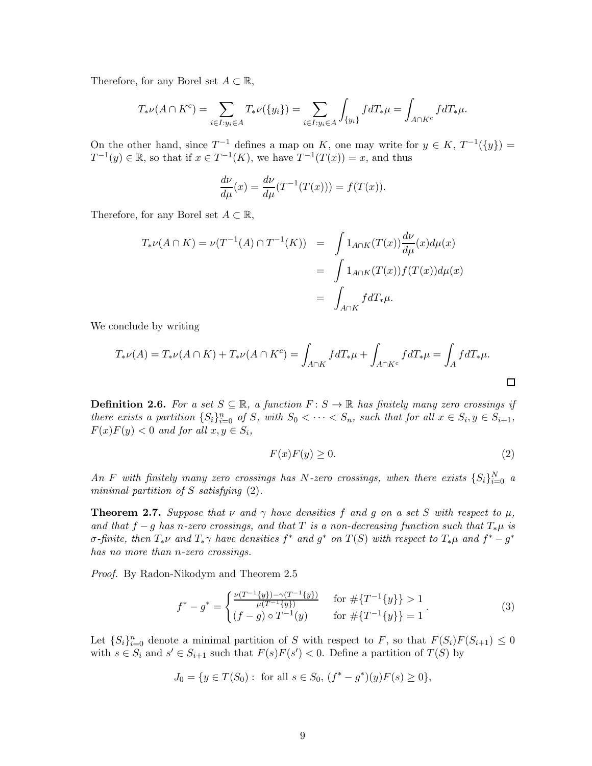Therefore, for any Borel set $A \subset \mathbb{R}$,

$$T_*\nu(A \cap K^c) = \sum_{i \in I: y_i \in A} T_*\nu(\{y_i\}) = \sum_{i \in I: y_i \in A} \int_{\{y_i\}} f dT_*\mu = \int_{A \cap K^c} f dT_*\mu.$$

On the other hand, since $T^{-1}$ defines a map on $K$, one may write for $y \in K$, $T^{-1}(\{y\}) = T^{-1}(y) \in \mathbb{R}$, so that if $x \in T^{-1}(K)$, we have $T^{-1}(T(x)) = x$, and thus

$$\frac{d\nu}{d\mu}(x) = \frac{d\nu}{d\mu}(T^{-1}(T(x))) = f(T(x)).$$

Therefore, for any Borel set $A \subset \mathbb{R}$,

$$\begin{aligned} T_*\nu(A \cap K) = \nu(T^{-1}(A) \cap T^{-1}(K)) &= \int 1_{A \cap K}(T(x)) \frac{d\nu}{d\mu}(x) d\mu(x) \\ &= \int 1_{A \cap K}(T(x)) f(T(x)) d\mu(x) \\ &= \int_{A \cap K} f dT_*\mu. \end{aligned}$$

We conclude by writing

$$T_*\nu(A) = T_*\nu(A \cap K) + T_*\nu(A \cap K^c) = \int_{A \cap K} f dT_*\mu + \int_{A \cap K^c} f dT_*\mu = \int_A f dT_*\mu.$$

□

**Definition 2.6.** *For a set $S \subseteq \mathbb{R}$, a function $F: S \to \mathbb{R}$ has finitely many zero crossings if there exists a partition $\{S_i\}_{i=0}^n$ of $S$, with $S_0 < \cdots < S_n$, such that for all $x \in S_i, y \in S_{i+1}$, $F(x)F(y) < 0$ and for all $x, y \in S_i$,*

$$F(x)F(y) \geq 0. \tag{2}$$

*An $F$ with finitely many zero crossings has $N$-zero crossings, when there exists $\{S_i\}_{i=0}^N$ a minimal partition of $S$ satisfying (2).*

**Theorem 2.7.** *Suppose that $\nu$ and $\gamma$ have densities $f$ and $g$ on a set $S$ with respect to $\mu$, and that $f - g$ has $n$-zero crossings, and that $T$ is a non-decreasing function such that $T_*\mu$ is $\sigma$-finite, then $T_*\nu$ and $T_*\gamma$ have densities $f^*$ and $g^*$ on $T(S)$ with respect to $T_*\mu$ and $f^* - g^*$ has no more than $n$-zero crossings.*

*Proof.* By Radon-Nikodym and Theorem 2.5

$$f^* - g^* = \begin{cases} \frac{\nu(T^{-1}\{y\}) - \gamma(T^{-1}\{y\})}{\mu(T^{-1}\{y\})} & \text{for } \#\{T^{-1}\{y\}\} > 1 \\ (f-g) \circ T^{-1}(y) & \text{for } \#\{T^{-1}\{y\}\} = 1 \end{cases}. \tag{3}$$

Let $\{S_i\}_{i=0}^n$ denote a minimal partition of $S$ with respect to $F$, so that $F(S_i)F(S_{i+1}) \leq 0$ with $s \in S_i$ and $s' \in S_{i+1}$ such that $F(s)F(s') < 0$. Define a partition of $T(S)$ by

$$J_0 = \{y \in T(S_0) : \text{ for all } s \in S_0, \, (f^* - g^*)(y)F(s) \geq 0\},$$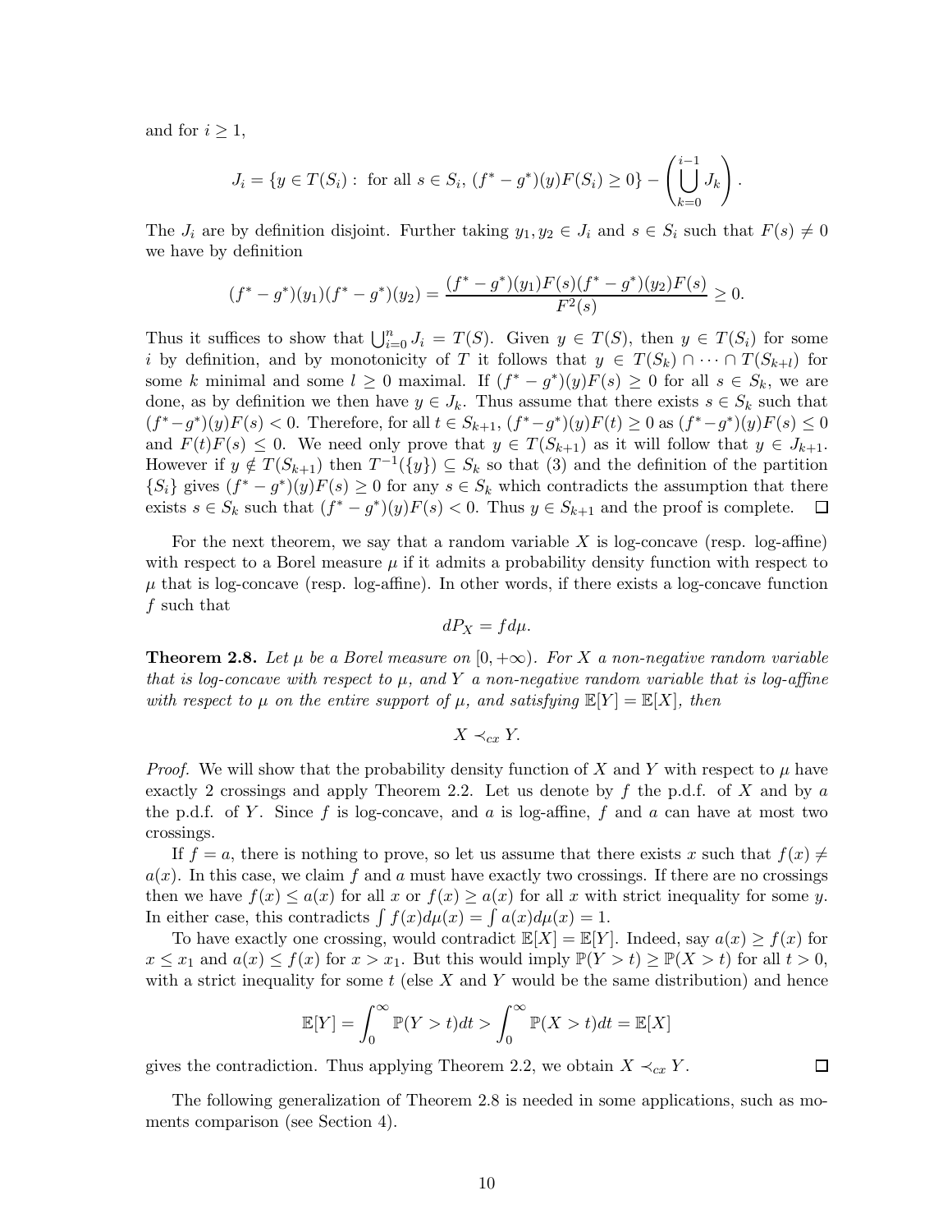and for $i \geq 1$,

$$J_i = \{y \in T(S_i) : \text{ for all } s \in S_i, \ (f^* - g^*)(y)F(S_i) \geq 0\} - \left( \bigcup_{k=0}^{i-1} J_k \right).$$

The $J_i$ are by definition disjoint. Further taking $y_1, y_2 \in J_i$ and $s \in S_i$ such that $F(s) \neq 0$ we have by definition

$$(f^* - g^*)(y_1)(f^* - g^*)(y_2) = \frac{(f^* - g^*)(y_1)F(s)(f^* - g^*)(y_2)F(s)}{F^2(s)} \geq 0.$$

Thus it suffices to show that $\bigcup_{i=0}^n J_i = T(S)$. Given $y \in T(S)$, then $y \in T(S_i)$ for some $i$ by definition, and by monotonicity of $T$ it follows that $y \in T(S_k) \cap \cdots \cap T(S_{k+l})$ for some $k$ minimal and some $l \geq 0$ maximal. If $(f^* - g^*)(y)F(s) \geq 0$ for all $s \in S_k$, we are done, as by definition we then have $y \in J_k$. Thus assume that there exists $s \in S_k$ such that $(f^* - g^*)(y)F(s) < 0$. Therefore, for all $t \in S_{k+1}$, $(f^* - g^*)(y)F(t) \geq 0$ as $(f^* - g^*)(y)F(s) \leq 0$ and $F(t)F(s) \leq 0$. We need only prove that $y \in T(S_{k+1})$ as it will follow that $y \in J_{k+1}$. However if $y \notin T(S_{k+1})$ then $T^{-1}(\{y\}) \subseteq S_k$ so that (3) and the definition of the partition $\{S_i\}$ gives $(f^* - g^*)(y)F(s) \geq 0$ for any $s \in S_k$ which contradicts the assumption that there exists $s \in S_k$ such that $(f^* - g^*)(y)F(s) < 0$. Thus $y \in S_{k+1}$ and the proof is complete. $\square$

For the next theorem, we say that a random variable $X$ is log-concave (resp. log-affine) with respect to a Borel measure $\mu$ if it admits a probability density function with respect to $\mu$ that is log-concave (resp. log-affine). In other words, if there exists a log-concave function $f$ such that

$$dP_X = f d\mu.$$

**Theorem 2.8.** *Let $\mu$ be a Borel measure on $[0, +\infty)$. For $X$ a non-negative random variable that is log-concave with respect to $\mu$, and $Y$ a non-negative random variable that is log-affine with respect to $\mu$ on the entire support of $\mu$, and satisfying $\mathbb{E}[Y] = \mathbb{E}[X]$, then*

$$X \prec_{cx} Y.$$

*Proof.* We will show that the probability density function of $X$ and $Y$ with respect to $\mu$ have exactly 2 crossings and apply Theorem 2.2. Let us denote by $f$ the p.d.f. of $X$ and by $a$ the p.d.f. of $Y$. Since $f$ is log-concave, and $a$ is log-affine, $f$ and $a$ can have at most two crossings.

If $f = a$, there is nothing to prove, so let us assume that there exists $x$ such that $f(x) \neq a(x)$. In this case, we claim $f$ and $a$ must have exactly two crossings. If there are no crossings then we have $f(x) \leq a(x)$ for all $x$ or $f(x) \geq a(x)$ for all $x$ with strict inequality for some $y$. In either case, this contradicts $\int f(x)d\mu(x) = \int a(x)d\mu(x) = 1$.

To have exactly one crossing, would contradict $\mathbb{E}[X] = \mathbb{E}[Y]$. Indeed, say $a(x) \geq f(x)$ for $x \leq x_1$ and $a(x) \leq f(x)$ for $x > x_1$. But this would imply $\mathbb{P}(Y > t) \geq \mathbb{P}(X > t)$ for all $t > 0$, with a strict inequality for some $t$ (else $X$ and $Y$ would be the same distribution) and hence

$$\mathbb{E}[Y] = \int_0^\infty \mathbb{P}(Y > t)dt > \int_0^\infty \mathbb{P}(X > t)dt = \mathbb{E}[X]$$

gives the contradiction. Thus applying Theorem 2.2, we obtain $X \prec_{cx} Y$. $\square$

The following generalization of Theorem 2.8 is needed in some applications, such as moments comparison (see Section 4).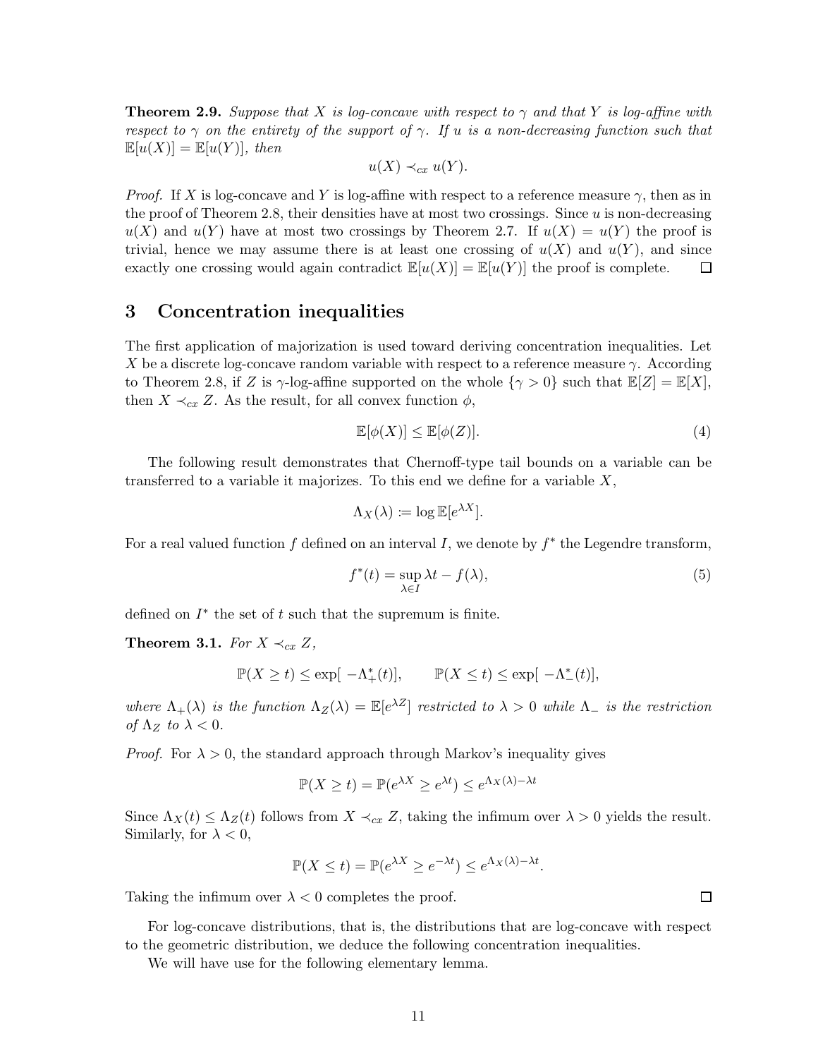**Theorem 2.9.** *Suppose that $X$ is log-concave with respect to $\gamma$ and that $Y$ is log-affine with respect to $\gamma$ on the entirety of the support of $\gamma$. If $u$ is a non-decreasing function such that $\mathbb{E}[u(X)] = \mathbb{E}[u(Y)]$, then*

$$u(X) \prec_{cx} u(Y).$$

*Proof.* If $X$ is log-concave and $Y$ is log-affine with respect to a reference measure $\gamma$, then as in the proof of Theorem 2.8, their densities have at most two crossings. Since $u$ is non-decreasing $u(X)$ and $u(Y)$ have at most two crossings by Theorem 2.7. If $u(X) = u(Y)$ the proof is trivial, hence we may assume there is at least one crossing of $u(X)$ and $u(Y)$, and since exactly one crossing would again contradict $\mathbb{E}[u(X)] = \mathbb{E}[u(Y)]$ the proof is complete. $\square$

## 3 Concentration inequalities

The first application of majorization is used toward deriving concentration inequalities. Let $X$ be a discrete log-concave random variable with respect to a reference measure $\gamma$. According to Theorem 2.8, if $Z$ is $\gamma$-log-affine supported on the whole $\{\gamma > 0\}$ such that $\mathbb{E}[Z] = \mathbb{E}[X]$, then $X \prec_{cx} Z$. As the result, for all convex function $\phi$,

$$\mathbb{E}[\phi(X)] \leq \mathbb{E}[\phi(Z)]. \tag{4}$$

The following result demonstrates that Chernoff-type tail bounds on a variable can be transferred to a variable it majorizes. To this end we define for a variable $X$,

$$\Lambda_X(\lambda) \coloneqq \log \mathbb{E}[e^{\lambda X}].$$

For a real valued function $f$ defined on an interval $I$, we denote by $f^*$ the Legendre transform,

$$f^*(t) = \sup_{\lambda \in I} \lambda t - f(\lambda), \tag{5}$$

defined on $I^*$ the set of $t$ such that the supremum is finite.

**Theorem 3.1.** *For $X \prec_{cx} Z$,*

$$\mathbb{P}(X \geq t) \leq \exp[\,-\Lambda_+^*(t)], \qquad \mathbb{P}(X \leq t) \leq \exp[\,-\Lambda_-^*(t)],$$

*where $\Lambda_+(\lambda)$ is the function $\Lambda_Z(\lambda) = \mathbb{E}[e^{\lambda Z}]$ restricted to $\lambda > 0$ while $\Lambda_-$ is the restriction of $\Lambda_Z$ to $\lambda < 0$.*

*Proof.* For $\lambda > 0$, the standard approach through Markov's inequality gives

$$\mathbb{P}(X \geq t) = \mathbb{P}(e^{\lambda X} \geq e^{\lambda t}) \leq e^{\Lambda_X(\lambda) - \lambda t}$$

Since $\Lambda_X(t) \leq \Lambda_Z(t)$ follows from $X \prec_{cx} Z$, taking the infimum over $\lambda > 0$ yields the result. Similarly, for $\lambda < 0$,

$$\mathbb{P}(X \leq t) = \mathbb{P}(e^{\lambda X} \geq e^{-\lambda t}) \leq e^{\Lambda_X(\lambda) - \lambda t}.$$

Taking the infimum over $\lambda < 0$ completes the proof. $\square$

For log-concave distributions, that is, the distributions that are log-concave with respect to the geometric distribution, we deduce the following concentration inequalities.

We will have use for the following elementary lemma.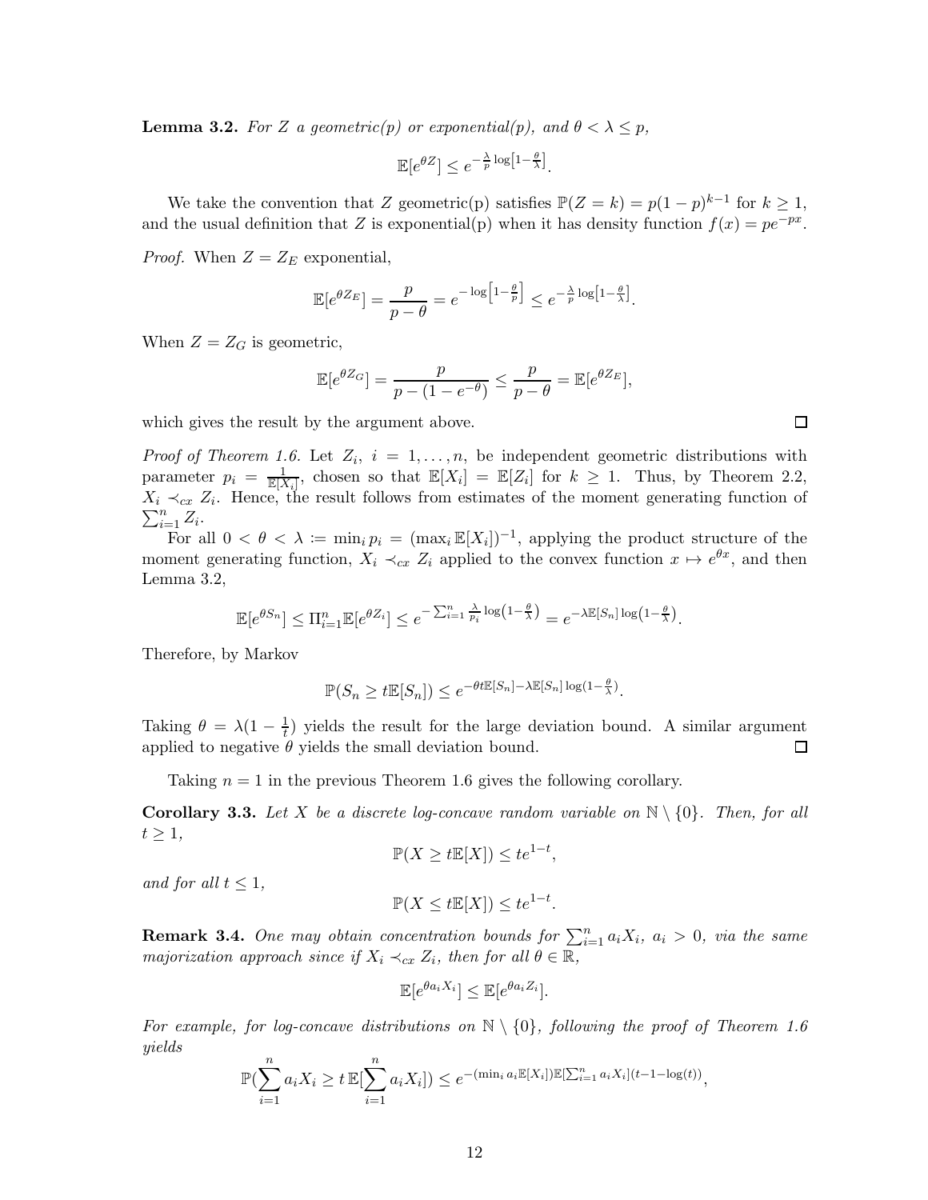**Lemma 3.2.** *For $Z$ a geometric(p) or exponential(p), and $\theta < \lambda \leq p$,*

$$\mathbb{E}[e^{\theta Z}] \leq e^{-\frac{\lambda}{p}\log\left[1-\frac{\theta}{\lambda}\right]}.$$

We take the convention that $Z$ geometric(p) satisfies $\mathbb{P}(Z = k) = p(1-p)^{k-1}$ for $k \geq 1$, and the usual definition that $Z$ is exponential(p) when it has density function $f(x) = pe^{-px}$.

*Proof.* When $Z = Z_E$ exponential,

$$\mathbb{E}[e^{\theta Z_E}] = \frac{p}{p-\theta} = e^{-\log\left[1-\frac{\theta}{p}\right]} \leq e^{-\frac{\lambda}{p}\log\left[1-\frac{\theta}{\lambda}\right]}.$$

When $Z = Z_G$ is geometric,

$$\mathbb{E}[e^{\theta Z_G}] = \frac{p}{p-(1-e^{-\theta})} \leq \frac{p}{p-\theta} = \mathbb{E}[e^{\theta Z_E}],$$

which gives the result by the argument above. □

*Proof of Theorem 1.6.* Let $Z_i$, $i = 1, \dots, n$, be independent geometric distributions with parameter $p_i = \frac{1}{\mathbb{E}[X_i]}$, chosen so that $\mathbb{E}[X_i] = \mathbb{E}[Z_i]$ for $k \geq 1$. Thus, by Theorem 2.2, $X_i \prec_{cx} Z_i$. Hence, the result follows from estimates of the moment generating function of $\sum_{i=1}^n Z_i$.

For all $0 < \theta < \lambda := \min_i p_i = (\max_i \mathbb{E}[X_i])^{-1}$, applying the product structure of the moment generating function, $X_i \prec_{cx} Z_i$ applied to the convex function $x \mapsto e^{\theta x}$, and then Lemma 3.2,

$$\mathbb{E}[e^{\theta S_n}] \leq \Pi_{i=1}^n \mathbb{E}[e^{\theta Z_i}] \leq e^{-\sum_{i=1}^n \frac{\lambda}{p_i}\log\left(1-\frac{\theta}{\lambda}\right)} = e^{-\lambda \mathbb{E}[S_n]\log\left(1-\frac{\theta}{\lambda}\right)}.$$

Therefore, by Markov

$$\mathbb{P}(S_n \geq t\mathbb{E}[S_n]) \leq e^{-\theta t \mathbb{E}[S_n] - \lambda\mathbb{E}[S_n]\log(1-\frac{\theta}{\lambda})}.$$

Taking $\theta = \lambda(1-\frac{1}{t})$ yields the result for the large deviation bound. A similar argument applied to negative $\theta$ yields the small deviation bound. □

Taking $n = 1$ in the previous Theorem 1.6 gives the following corollary.

**Corollary 3.3.** *Let $X$ be a discrete log-concave random variable on $\mathbb{N} \setminus \{0\}$. Then, for all $t \geq 1$,*

$$\mathbb{P}(X \geq t\mathbb{E}[X]) \leq te^{1-t},$$

*and for all $t \leq 1$,*

$$\mathbb{P}(X \leq t\mathbb{E}[X]) \leq te^{1-t}.$$

**Remark 3.4.** *One may obtain concentration bounds for $\sum_{i=1}^n a_i X_i$, $a_i > 0$, via the same majorization approach since if $X_i \prec_{cx} Z_i$, then for all $\theta \in \mathbb{R}$,*

$$\mathbb{E}[e^{\theta a_i X_i}] \leq \mathbb{E}[e^{\theta a_i Z_i}].$$

*For example, for log-concave distributions on $\mathbb{N} \setminus \{0\}$, following the proof of Theorem 1.6 yields*

$$\mathbb{P}(\sum_{i=1}^n a_i X_i \geq t\,\mathbb{E}[\sum_{i=1}^n a_i X_i]) \leq e^{-(\min_i a_i \mathbb{E}[X_i])\mathbb{E}[\sum_{i=1}^n a_i X_i](t-1-\log(t))},$$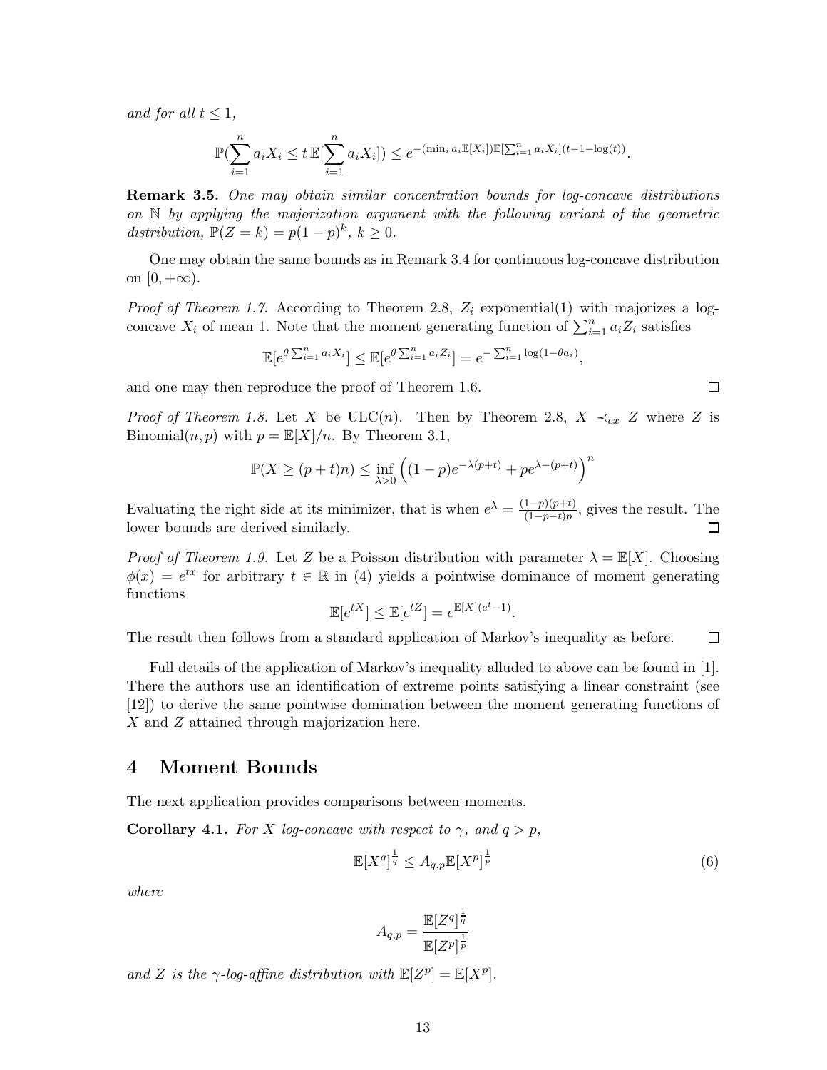*and for all $t \leq 1$,*

$$\mathbb{P}(\sum_{i=1}^{n} a_i X_i \leq t\,\mathbb{E}[\sum_{i=1}^{n} a_i X_i]) \leq e^{-(\min_i a_i \mathbb{E}[X_i])\mathbb{E}[\sum_{i=1}^{n} a_i X_i](t-1-\log(t))}.$$

**Remark 3.5.** *One may obtain similar concentration bounds for log-concave distributions on $\mathbb{N}$ by applying the majorization argument with the following variant of the geometric distribution, $\mathbb{P}(Z=k) = p(1-p)^k$, $k \geq 0$.*

One may obtain the same bounds as in Remark 3.4 for continuous log-concave distribution on $[0, +\infty)$.

*Proof of Theorem 1.7.* According to Theorem 2.8, $Z_i$ exponential(1) with majorizes a log-concave $X_i$ of mean 1. Note that the moment generating function of $\sum_{i=1}^{n} a_i Z_i$ satisfies

$$\mathbb{E}[e^{\theta \sum_{i=1}^{n} a_i X_i}] \leq \mathbb{E}[e^{\theta \sum_{i=1}^{n} a_i Z_i}] = e^{-\sum_{i=1}^{n} \log(1-\theta a_i)},$$

and one may then reproduce the proof of Theorem 1.6. $\square$

*Proof of Theorem 1.8.* Let $X$ be ULC($n$). Then by Theorem 2.8, $X \prec_{cx} Z$ where $Z$ is Binomial($n, p$) with $p = \mathbb{E}[X]/n$. By Theorem 3.1,

$$\mathbb{P}(X \geq (p+t)n) \leq \inf_{\lambda > 0} \left( (1-p)e^{-\lambda(p+t)} + pe^{\lambda - (p+t)} \right)^n$$

Evaluating the right side at its minimizer, that is when $e^{\lambda} = \frac{(1-p)(p+t)}{(1-p-t)p}$, gives the result. The lower bounds are derived similarly. $\square$

*Proof of Theorem 1.9.* Let $Z$ be a Poisson distribution with parameter $\lambda = \mathbb{E}[X]$. Choosing $\phi(x) = e^{tx}$ for arbitrary $t \in \mathbb{R}$ in (4) yields a pointwise dominance of moment generating functions

$$\mathbb{E}[e^{tX}] \leq \mathbb{E}[e^{tZ}] = e^{\mathbb{E}[X](e^t - 1)}.$$

The result then follows from a standard application of Markov's inequality as before. $\square$

Full details of the application of Markov's inequality alluded to above can be found in [1]. There the authors use an identification of extreme points satisfying a linear constraint (see [12]) to derive the same pointwise domination between the moment generating functions of $X$ and $Z$ attained through majorization here.

# 4 Moment Bounds

The next application provides comparisons between moments.

**Corollary 4.1.** *For $X$ log-concave with respect to $\gamma$, and $q > p$,*

$$\mathbb{E}[X^q]^{\frac{1}{q}} \leq A_{q,p} \mathbb{E}[X^p]^{\frac{1}{p}} \tag{6}$$

*where*

$$A_{q,p} = \frac{\mathbb{E}[Z^q]^{\frac{1}{q}}}{\mathbb{E}[Z^p]^{\frac{1}{p}}}$$

*and $Z$ is the $\gamma$-log-affine distribution with $\mathbb{E}[Z^p] = \mathbb{E}[X^p]$.*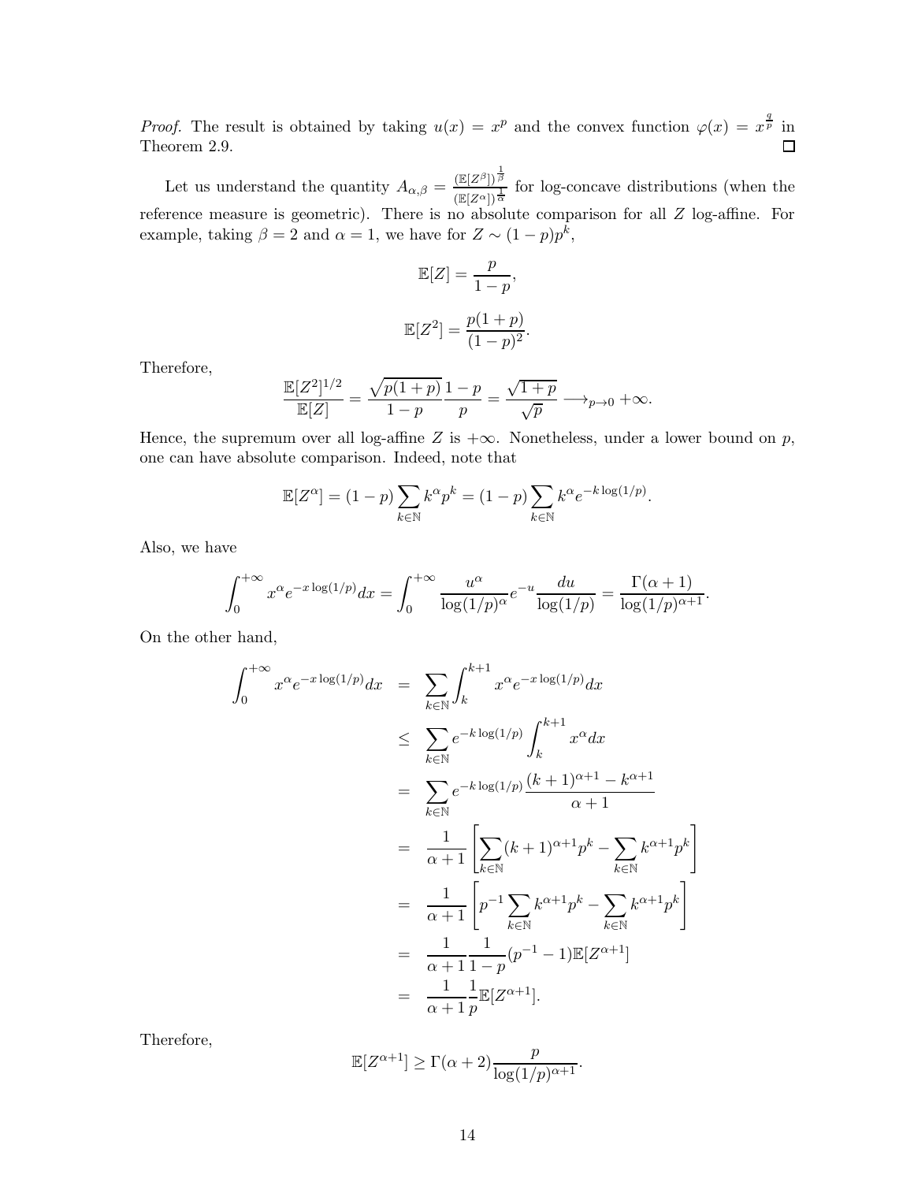*Proof.* The result is obtained by taking $u(x) = x^p$ and the convex function $\varphi(x) = x^{\frac{q}{p}}$ in Theorem 2.9. $\square$

Let us understand the quantity $A_{\alpha,\beta} = \frac{(\mathbb{E}[Z^\beta])^{\frac{1}{\beta}}}{(\mathbb{E}[Z^\alpha])^{\frac{1}{\alpha}}}$ for log-concave distributions (when the reference measure is geometric). There is no absolute comparison for all $Z$ log-affine. For example, taking $\beta = 2$ and $\alpha = 1$, we have for $Z \sim (1-p)p^k$,

$$\mathbb{E}[Z] = \frac{p}{1-p},$$

$$\mathbb{E}[Z^2] = \frac{p(1+p)}{(1-p)^2}.$$

Therefore,

$$\frac{\mathbb{E}[Z^2]^{1/2}}{\mathbb{E}[Z]} = \frac{\sqrt{p(1+p)}}{1-p}\frac{1-p}{p} = \frac{\sqrt{1+p}}{\sqrt{p}} \longrightarrow_{p\to 0} +\infty.$$

Hence, the supremum over all log-affine $Z$ is $+\infty$. Nonetheless, under a lower bound on $p$, one can have absolute comparison. Indeed, note that

$$\mathbb{E}[Z^\alpha] = (1-p)\sum_{k\in\mathbb{N}} k^\alpha p^k = (1-p)\sum_{k\in\mathbb{N}} k^\alpha e^{-k\log(1/p)}.$$

Also, we have

$$\int_0^{+\infty} x^\alpha e^{-x\log(1/p)}dx = \int_0^{+\infty} \frac{u^\alpha}{\log(1/p)^\alpha} e^{-u}\frac{du}{\log(1/p)} = \frac{\Gamma(\alpha+1)}{\log(1/p)^{\alpha+1}}.$$

On the other hand,

$$\begin{aligned}
\int_0^{+\infty} x^\alpha e^{-x\log(1/p)}dx &= \sum_{k\in\mathbb{N}}\int_k^{k+1} x^\alpha e^{-x\log(1/p)}dx \\
&\leq \sum_{k\in\mathbb{N}} e^{-k\log(1/p)}\int_k^{k+1} x^\alpha dx \\
&= \sum_{k\in\mathbb{N}} e^{-k\log(1/p)}\frac{(k+1)^{\alpha+1} - k^{\alpha+1}}{\alpha+1} \\
&= \frac{1}{\alpha+1}\left[\sum_{k\in\mathbb{N}}(k+1)^{\alpha+1}p^k - \sum_{k\in\mathbb{N}} k^{\alpha+1}p^k\right] \\
&= \frac{1}{\alpha+1}\left[p^{-1}\sum_{k\in\mathbb{N}} k^{\alpha+1}p^k - \sum_{k\in\mathbb{N}} k^{\alpha+1}p^k\right] \\
&= \frac{1}{\alpha+1}\frac{1}{1-p}(p^{-1}-1)\mathbb{E}[Z^{\alpha+1}] \\
&= \frac{1}{\alpha+1}\frac{1}{p}\mathbb{E}[Z^{\alpha+1}].
\end{aligned}$$

Therefore,

$$\mathbb{E}[Z^{\alpha+1}] \geq \Gamma(\alpha+2)\frac{p}{\log(1/p)^{\alpha+1}}.$$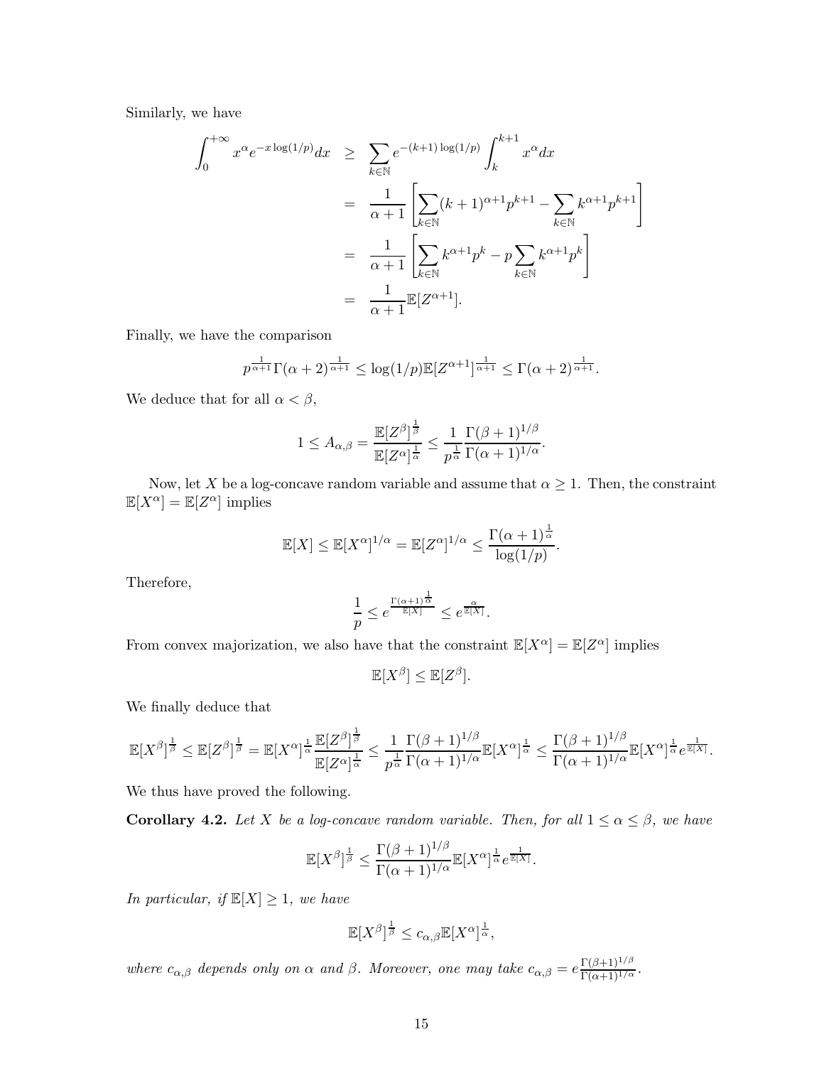Similarly, we have

$$
\begin{aligned}
\int_0^{+\infty} x^\alpha e^{-x\log(1/p)}dx &\geq \sum_{k\in\mathbb{N}} e^{-(k+1)\log(1/p)} \int_k^{k+1} x^\alpha dx \\
&= \frac{1}{\alpha+1}\left[\sum_{k\in\mathbb{N}}(k+1)^{\alpha+1}p^{k+1} - \sum_{k\in\mathbb{N}} k^{\alpha+1}p^{k+1}\right] \\
&= \frac{1}{\alpha+1}\left[\sum_{k\in\mathbb{N}} k^{\alpha+1}p^{k} - p\sum_{k\in\mathbb{N}} k^{\alpha+1}p^{k}\right] \\
&= \frac{1}{\alpha+1}\mathbb{E}[Z^{\alpha+1}].
\end{aligned}
$$

Finally, we have the comparison

$$
p^{\frac{1}{\alpha+1}}\Gamma(\alpha+2)^{\frac{1}{\alpha+1}} \leq \log(1/p)\mathbb{E}[Z^{\alpha+1}]^{\frac{1}{\alpha+1}} \leq \Gamma(\alpha+2)^{\frac{1}{\alpha+1}}.
$$

We deduce that for all $\alpha < \beta$,

$$
1 \leq A_{\alpha,\beta} = \frac{\mathbb{E}[Z^\beta]^{\frac{1}{\beta}}}{\mathbb{E}[Z^\alpha]^{\frac{1}{\alpha}}} \leq \frac{1}{p^{\frac{1}{\alpha}}}\frac{\Gamma(\beta+1)^{1/\beta}}{\Gamma(\alpha+1)^{1/\alpha}}.
$$

Now, let $X$ be a log-concave random variable and assume that $\alpha \geq 1$. Then, the constraint $\mathbb{E}[X^\alpha] = \mathbb{E}[Z^\alpha]$ implies

$$
\mathbb{E}[X] \leq \mathbb{E}[X^\alpha]^{1/\alpha} = \mathbb{E}[Z^\alpha]^{1/\alpha} \leq \frac{\Gamma(\alpha+1)^{\frac{1}{\alpha}}}{\log(1/p)}.
$$

Therefore,

$$
\frac{1}{p} \leq e^{\frac{\Gamma(\alpha+1)^{\frac{1}{\alpha}}}{\mathbb{E}[X]}} \leq e^{\frac{\alpha}{\mathbb{E}[X]}}.
$$

From convex majorization, we also have that the constraint $\mathbb{E}[X^\alpha] = \mathbb{E}[Z^\alpha]$ implies

$$
\mathbb{E}[X^\beta] \leq \mathbb{E}[Z^\beta].
$$

We finally deduce that

$$
\mathbb{E}[X^\beta]^{\frac{1}{\beta}} \leq \mathbb{E}[Z^\beta]^{\frac{1}{\beta}} = \mathbb{E}[X^\alpha]^{\frac{1}{\alpha}}\frac{\mathbb{E}[Z^\beta]^{\frac{1}{\beta}}}{\mathbb{E}[Z^\alpha]^{\frac{1}{\alpha}}} \leq \frac{1}{p^{\frac{1}{\alpha}}}\frac{\Gamma(\beta+1)^{1/\beta}}{\Gamma(\alpha+1)^{1/\alpha}}\mathbb{E}[X^\alpha]^{\frac{1}{\alpha}} \leq \frac{\Gamma(\beta+1)^{1/\beta}}{\Gamma(\alpha+1)^{1/\alpha}}\mathbb{E}[X^\alpha]^{\frac{1}{\alpha}}e^{\frac{1}{\mathbb{E}[X]}}.
$$

We thus have proved the following.

**Corollary 4.2.** *Let $X$ be a log-concave random variable. Then, for all $1 \leq \alpha \leq \beta$, we have*

$$
\mathbb{E}[X^\beta]^{\frac{1}{\beta}} \leq \frac{\Gamma(\beta+1)^{1/\beta}}{\Gamma(\alpha+1)^{1/\alpha}}\mathbb{E}[X^\alpha]^{\frac{1}{\alpha}}e^{\frac{1}{\mathbb{E}[X]}}.
$$

*In particular, if $\mathbb{E}[X] \geq 1$, we have*

$$
\mathbb{E}[X^\beta]^{\frac{1}{\beta}} \leq c_{\alpha,\beta}\mathbb{E}[X^\alpha]^{\frac{1}{\alpha}},
$$

*where $c_{\alpha,\beta}$ depends only on $\alpha$ and $\beta$. Moreover, one may take $c_{\alpha,\beta} = e\frac{\Gamma(\beta+1)^{1/\beta}}{\Gamma(\alpha+1)^{1/\alpha}}$.*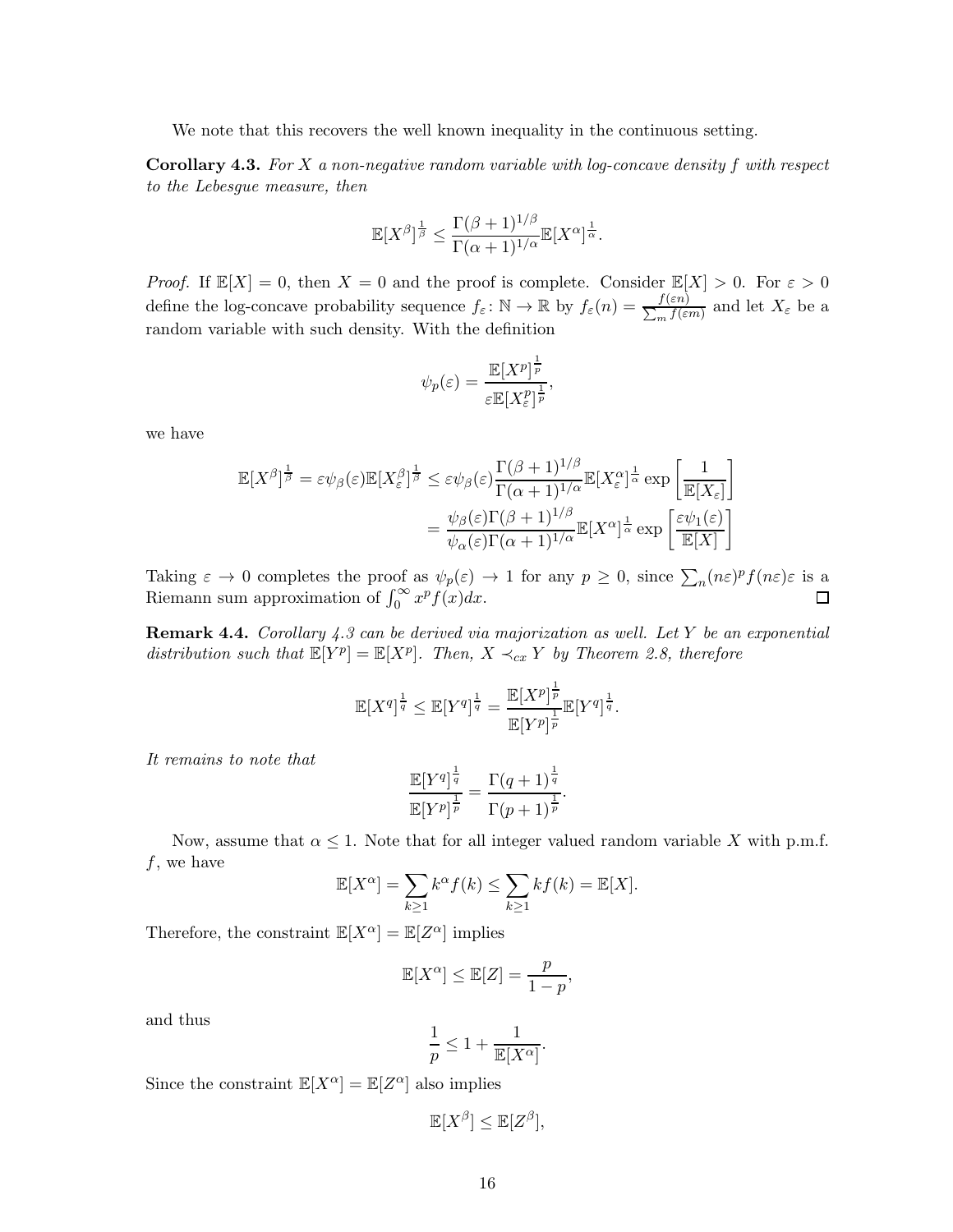We note that this recovers the well known inequality in the continuous setting.

**Corollary 4.3.** *For $X$ a non-negative random variable with log-concave density $f$ with respect to the Lebesgue measure, then*

$$\mathbb{E}[X^\beta]^{\frac{1}{\beta}} \leq \frac{\Gamma(\beta+1)^{1/\beta}}{\Gamma(\alpha+1)^{1/\alpha}} \mathbb{E}[X^\alpha]^{\frac{1}{\alpha}}.$$

*Proof.* If $\mathbb{E}[X] = 0$, then $X = 0$ and the proof is complete. Consider $\mathbb{E}[X] > 0$. For $\varepsilon > 0$ define the log-concave probability sequence $f_\varepsilon \colon \mathbb{N} \to \mathbb{R}$ by $f_\varepsilon(n) = \frac{f(\varepsilon n)}{\sum_m f(\varepsilon m)}$ and let $X_\varepsilon$ be a random variable with such density. With the definition

$$\psi_p(\varepsilon) = \frac{\mathbb{E}[X^p]^{\frac{1}{p}}}{\varepsilon \mathbb{E}[X_\varepsilon^p]^{\frac{1}{p}}},$$

we have

$$\begin{aligned}
\mathbb{E}[X^\beta]^{\frac{1}{\beta}} = \varepsilon \psi_\beta(\varepsilon) \mathbb{E}[X_\varepsilon^\beta]^{\frac{1}{\beta}} &\leq \varepsilon \psi_\beta(\varepsilon) \frac{\Gamma(\beta+1)^{1/\beta}}{\Gamma(\alpha+1)^{1/\alpha}} \mathbb{E}[X_\varepsilon^\alpha]^{\frac{1}{\alpha}} \exp\left[\frac{1}{\mathbb{E}[X_\varepsilon]}\right] \\
&= \frac{\psi_\beta(\varepsilon)\Gamma(\beta+1)^{1/\beta}}{\psi_\alpha(\varepsilon)\Gamma(\alpha+1)^{1/\alpha}} \mathbb{E}[X^\alpha]^{\frac{1}{\alpha}} \exp\left[\frac{\varepsilon \psi_1(\varepsilon)}{\mathbb{E}[X]}\right]
\end{aligned}$$

Taking $\varepsilon \to 0$ completes the proof as $\psi_p(\varepsilon) \to 1$ for any $p \geq 0$, since $\sum_n (n\varepsilon)^p f(n\varepsilon)\varepsilon$ is a Riemann sum approximation of $\int_0^\infty x^p f(x) dx$. □

**Remark 4.4.** *Corollary 4.3 can be derived via majorization as well. Let $Y$ be an exponential distribution such that $\mathbb{E}[Y^p] = \mathbb{E}[X^p]$. Then, $X \prec_{cx} Y$ by Theorem 2.8, therefore*

$$\mathbb{E}[X^q]^{\frac{1}{q}} \leq \mathbb{E}[Y^q]^{\frac{1}{q}} = \frac{\mathbb{E}[X^p]^{\frac{1}{p}}}{\mathbb{E}[Y^p]^{\frac{1}{p}}} \mathbb{E}[Y^q]^{\frac{1}{q}}.$$

*It remains to note that*

$$\frac{\mathbb{E}[Y^q]^{\frac{1}{q}}}{\mathbb{E}[Y^p]^{\frac{1}{p}}} = \frac{\Gamma(q+1)^{\frac{1}{q}}}{\Gamma(p+1)^{\frac{1}{p}}}.$$

Now, assume that $\alpha \leq 1$. Note that for all integer valued random variable $X$ with p.m.f. $f$, we have

$$\mathbb{E}[X^\alpha] = \sum_{k \geq 1} k^\alpha f(k) \leq \sum_{k \geq 1} k f(k) = \mathbb{E}[X].$$

Therefore, the constraint $\mathbb{E}[X^\alpha] = \mathbb{E}[Z^\alpha]$ implies

$$\mathbb{E}[X^\alpha] \leq \mathbb{E}[Z] = \frac{p}{1-p},$$

and thus

$$\frac{1}{p} \leq 1 + \frac{1}{\mathbb{E}[X^\alpha]}.$$

Since the constraint $\mathbb{E}[X^\alpha] = \mathbb{E}[Z^\alpha]$ also implies

$$\mathbb{E}[X^\beta] \leq \mathbb{E}[Z^\beta],$$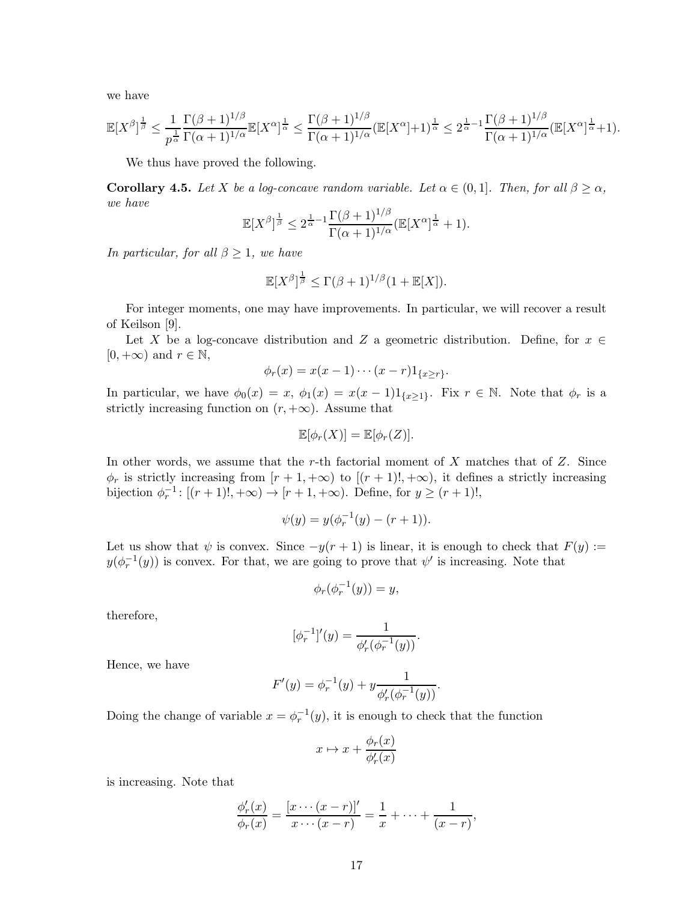we have

$$\mathbb{E}[X^{\beta}]^{\frac{1}{\beta}} \leq \frac{1}{p^{\frac{1}{\alpha}}} \frac{\Gamma(\beta+1)^{1/\beta}}{\Gamma(\alpha+1)^{1/\alpha}} \mathbb{E}[X^{\alpha}]^{\frac{1}{\alpha}} \leq \frac{\Gamma(\beta+1)^{1/\beta}}{\Gamma(\alpha+1)^{1/\alpha}} (\mathbb{E}[X^{\alpha}]+1)^{\frac{1}{\alpha}} \leq 2^{\frac{1}{\alpha}-1} \frac{\Gamma(\beta+1)^{1/\beta}}{\Gamma(\alpha+1)^{1/\alpha}} (\mathbb{E}[X^{\alpha}]^{\frac{1}{\alpha}}+1).$$

We thus have proved the following.

**Corollary 4.5.** *Let $X$ be a log-concave random variable. Let $\alpha \in (0,1]$. Then, for all $\beta \geq \alpha$, we have*

$$\mathbb{E}[X^{\beta}]^{\frac{1}{\beta}} \leq 2^{\frac{1}{\alpha}-1} \frac{\Gamma(\beta+1)^{1/\beta}}{\Gamma(\alpha+1)^{1/\alpha}} (\mathbb{E}[X^{\alpha}]^{\frac{1}{\alpha}}+1).$$

*In particular, for all $\beta \geq 1$, we have*

$$\mathbb{E}[X^{\beta}]^{\frac{1}{\beta}} \leq \Gamma(\beta+1)^{1/\beta}(1+\mathbb{E}[X]).$$

For integer moments, one may have improvements. In particular, we will recover a result of Keilson [9].

Let $X$ be a log-concave distribution and $Z$ a geometric distribution. Define, for $x \in [0,+\infty)$ and $r \in \mathbb{N}$,

$$\phi_r(x) = x(x-1)\cdots(x-r)1_{\{x \geq r\}}.$$

In particular, we have $\phi_0(x) = x$, $\phi_1(x) = x(x-1)1_{\{x\geq 1\}}$. Fix $r \in \mathbb{N}$. Note that $\phi_r$ is a strictly increasing function on $(r,+\infty)$. Assume that

$$\mathbb{E}[\phi_r(X)] = \mathbb{E}[\phi_r(Z)].$$

In other words, we assume that the $r$-th factorial moment of $X$ matches that of $Z$. Since $\phi_r$ is strictly increasing from $[r+1,+\infty)$ to $[(r+1)!,+\infty)$, it defines a strictly increasing bijection $\phi_r^{-1}\colon [(r+1)!,+\infty) \to [r+1,+\infty)$. Define, for $y \geq (r+1)!$,

$$\psi(y) = y(\phi_r^{-1}(y) - (r+1)).$$

Let us show that $\psi$ is convex. Since $-y(r+1)$ is linear, it is enough to check that $F(y) := y(\phi_r^{-1}(y))$ is convex. For that, we are going to prove that $\psi'$ is increasing. Note that

$$\phi_r(\phi_r^{-1}(y)) = y,$$

therefore,

$$[\phi_r^{-1}]'(y) = \frac{1}{\phi_r'(\phi_r^{-1}(y))}.$$

Hence, we have

$$F'(y) = \phi_r^{-1}(y) + y\frac{1}{\phi_r'(\phi_r^{-1}(y))}.$$

Doing the change of variable $x = \phi_r^{-1}(y)$, it is enough to check that the function

$$x \mapsto x + \frac{\phi_r(x)}{\phi_r'(x)}$$

is increasing. Note that

$$\frac{\phi_r'(x)}{\phi_r(x)} = \frac{[x\cdots(x-r)]'}{x\cdots(x-r)} = \frac{1}{x} + \cdots + \frac{1}{(x-r)},$$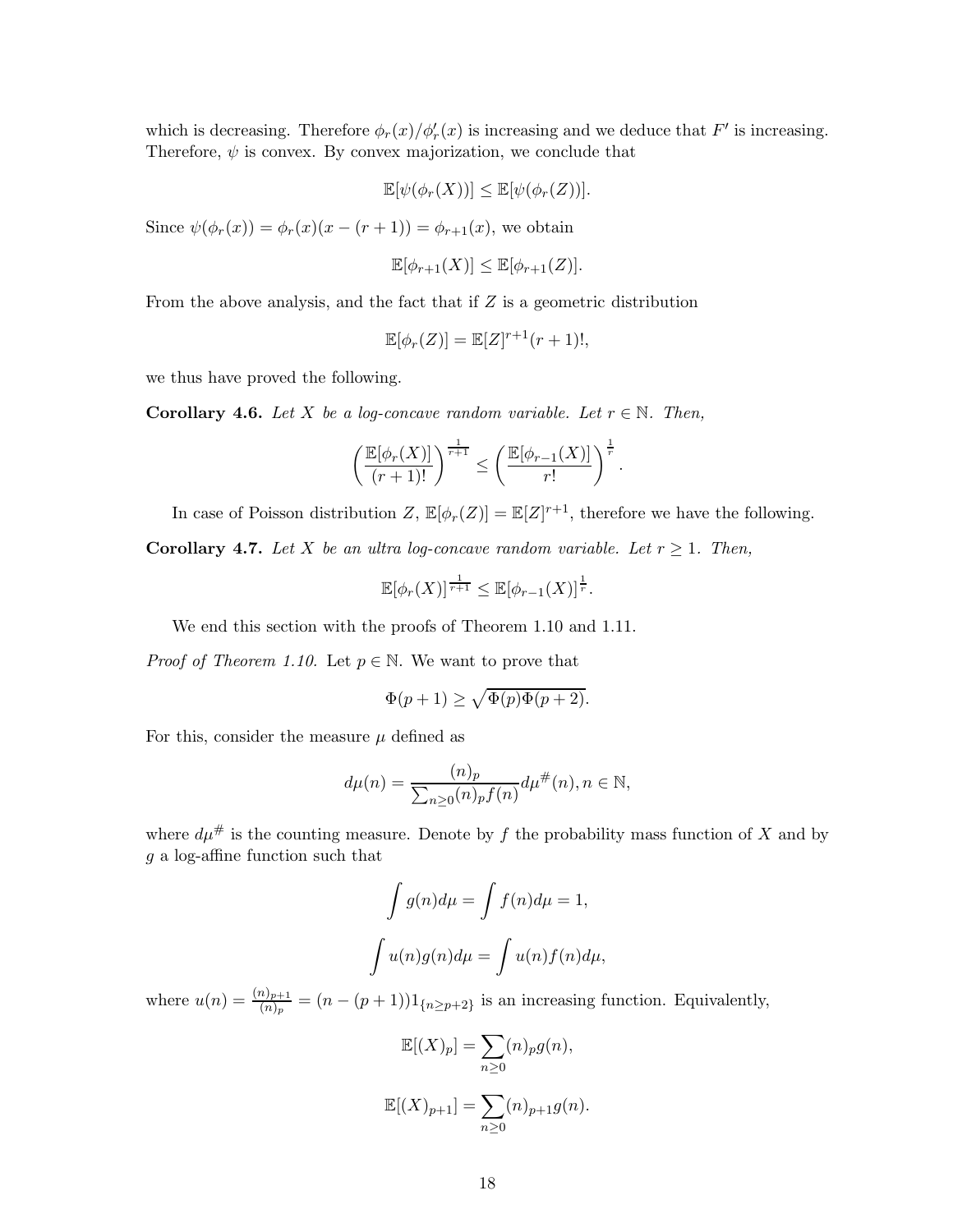which is decreasing. Therefore $\phi_r(x)/\phi'_r(x)$ is increasing and we deduce that $F'$ is increasing. Therefore, $\psi$ is convex. By convex majorization, we conclude that

$$\mathbb{E}[\psi(\phi_r(X))] \leq \mathbb{E}[\psi(\phi_r(Z))].$$

Since $\psi(\phi_r(x)) = \phi_r(x)(x-(r+1)) = \phi_{r+1}(x)$, we obtain

$$\mathbb{E}[\phi_{r+1}(X)] \leq \mathbb{E}[\phi_{r+1}(Z)].$$

From the above analysis, and the fact that if $Z$ is a geometric distribution

$$\mathbb{E}[\phi_r(Z)] = \mathbb{E}[Z]^{r+1}(r+1)!,$$

we thus have proved the following.

**Corollary 4.6.** *Let $X$ be a log-concave random variable. Let $r \in \mathbb{N}$. Then,*

$$\left(\frac{\mathbb{E}[\phi_r(X)]}{(r+1)!}\right)^{\frac{1}{r+1}} \leq \left(\frac{\mathbb{E}[\phi_{r-1}(X)]}{r!}\right)^{\frac{1}{r}}.$$

In case of Poisson distribution $Z$, $\mathbb{E}[\phi_r(Z)] = \mathbb{E}[Z]^{r+1}$, therefore we have the following.

**Corollary 4.7.** *Let $X$ be an ultra log-concave random variable. Let $r \geq 1$. Then,*

$$\mathbb{E}[\phi_r(X)]^{\frac{1}{r+1}} \leq \mathbb{E}[\phi_{r-1}(X)]^{\frac{1}{r}}.$$

We end this section with the proofs of Theorem 1.10 and 1.11.

*Proof of Theorem 1.10.* Let $p \in \mathbb{N}$. We want to prove that

$$\Phi(p+1) \geq \sqrt{\Phi(p)\Phi(p+2)}.$$

For this, consider the measure $\mu$ defined as

$$d\mu(n) = \frac{(n)_p}{\sum_{n\geq 0}(n)_p f(n)} d\mu^{\#}(n), n \in \mathbb{N},$$

where $d\mu^{\#}$ is the counting measure. Denote by $f$ the probability mass function of $X$ and by $g$ a log-affine function such that

$$\int g(n) d\mu = \int f(n) d\mu = 1,$$

$$\int u(n) g(n) d\mu = \int u(n) f(n) d\mu,$$

where $u(n) = \frac{(n)_{p+1}}{(n)_p} = (n-(p+1))1_{\{n \geq p+2\}}$ is an increasing function. Equivalently,

$$\mathbb{E}[(X)_p] = \sum_{n\geq 0}(n)_p g(n),$$

$$\mathbb{E}[(X)_{p+1}] = \sum_{n\geq 0}(n)_{p+1} g(n).$$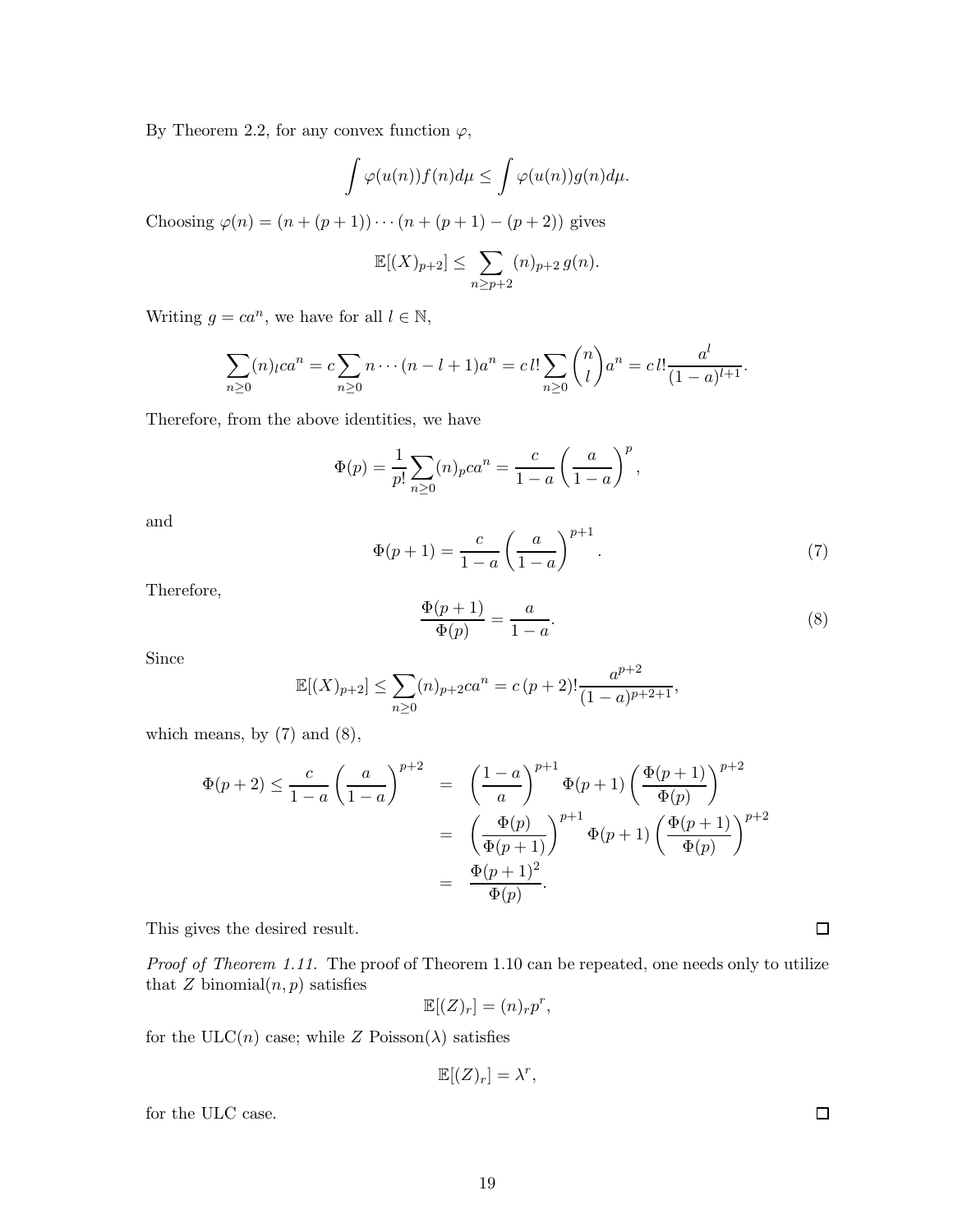By Theorem 2.2, for any convex function $\varphi$,

$$\int \varphi(u(n))f(n)d\mu \leq \int \varphi(u(n))g(n)d\mu.$$

Choosing $\varphi(n) = (n + (p+1)) \cdots (n + (p+1) - (p+2))$ gives

$$\mathbb{E}[(X)_{p+2}] \leq \sum_{n \geq p+2} (n)_{p+2}\, g(n).$$

Writing $g = ca^n$, we have for all $l \in \mathbb{N}$,

$$\sum_{n\geq 0}(n)_l ca^n = c\sum_{n\geq 0} n \cdots (n-l+1)a^n = c\, l! \sum_{n\geq 0}\binom{n}{l}a^n = c\, l! \frac{a^l}{(1-a)^{l+1}}.$$

Therefore, from the above identities, we have

$$\Phi(p) = \frac{1}{p!}\sum_{n\geq 0}(n)_p ca^n = \frac{c}{1-a}\left(\frac{a}{1-a}\right)^p,$$

and

$$\Phi(p+1) = \frac{c}{1-a}\left(\frac{a}{1-a}\right)^{p+1}. \tag{7}$$

Therefore,

$$\frac{\Phi(p+1)}{\Phi(p)} = \frac{a}{1-a}. \tag{8}$$

Since

$$\mathbb{E}[(X)_{p+2}] \leq \sum_{n\geq 0}(n)_{p+2}ca^n = c\,(p+2)!\frac{a^{p+2}}{(1-a)^{p+2+1}},$$

which means, by (7) and (8),

$$\begin{aligned}
\Phi(p+2) \leq \frac{c}{1-a}\left(\frac{a}{1-a}\right)^{p+2} &= \left(\frac{1-a}{a}\right)^{p+1}\Phi(p+1)\left(\frac{\Phi(p+1)}{\Phi(p)}\right)^{p+2} \\
&= \left(\frac{\Phi(p)}{\Phi(p+1)}\right)^{p+1}\Phi(p+1)\left(\frac{\Phi(p+1)}{\Phi(p)}\right)^{p+2} \\
&= \frac{\Phi(p+1)^2}{\Phi(p)}.
\end{aligned}$$

This gives the desired result. □

*Proof of Theorem 1.11.* The proof of Theorem 1.10 can be repeated, one needs only to utilize that $Z$ binomial$(n,p)$ satisfies

$$\mathbb{E}[(Z)_r] = (n)_r p^r,$$

for the ULC$(n)$ case; while $Z$ Poisson$(\lambda)$ satisfies

$$\mathbb{E}[(Z)_r] = \lambda^r,$$

for the ULC case. □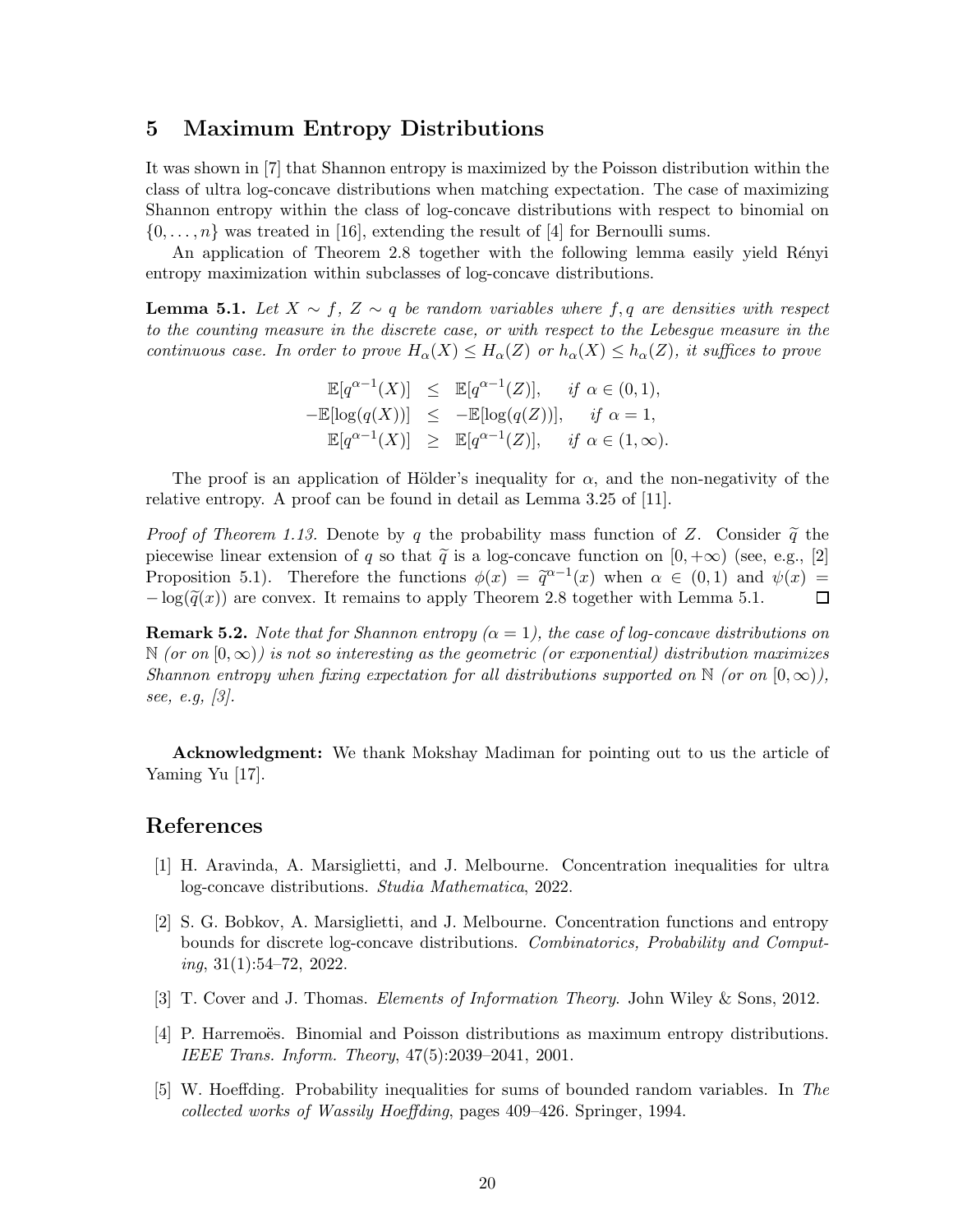## 5 Maximum Entropy Distributions

It was shown in [7] that Shannon entropy is maximized by the Poisson distribution within the class of ultra log-concave distributions when matching expectation. The case of maximizing Shannon entropy within the class of log-concave distributions with respect to binomial on $\{0, \ldots, n\}$ was treated in [16], extending the result of [4] for Bernoulli sums.

An application of Theorem 2.8 together with the following lemma easily yield Rényi entropy maximization within subclasses of log-concave distributions.

**Lemma 5.1.** *Let $X \sim f$, $Z \sim q$ be random variables where $f, q$ are densities with respect to the counting measure in the discrete case, or with respect to the Lebesgue measure in the continuous case. In order to prove $H_\alpha(X) \leq H_\alpha(Z)$ or $h_\alpha(X) \leq h_\alpha(Z)$, it suffices to prove*

$$
\begin{aligned}
\mathbb{E}[q^{\alpha-1}(X)] &\leq \mathbb{E}[q^{\alpha-1}(Z)], \quad \text{if } \alpha \in (0,1), \\
-\mathbb{E}[\log(q(X))] &\leq -\mathbb{E}[\log(q(Z))], \quad \text{if } \alpha = 1, \\
\mathbb{E}[q^{\alpha-1}(X)] &\geq \mathbb{E}[q^{\alpha-1}(Z)], \quad \text{if } \alpha \in (1,\infty).
\end{aligned}
$$

The proof is an application of Hölder's inequality for $\alpha$, and the non-negativity of the relative entropy. A proof can be found in detail as Lemma 3.25 of [11].

*Proof of Theorem 1.13.* Denote by $q$ the probability mass function of $Z$. Consider $\widetilde{q}$ the piecewise linear extension of $q$ so that $\widetilde{q}$ is a log-concave function on $[0, +\infty)$ (see, e.g., [2] Proposition 5.1). Therefore the functions $\phi(x) = \widetilde{q}^{\alpha-1}(x)$ when $\alpha \in (0,1)$ and $\psi(x) = -\log(\widetilde{q}(x))$ are convex. It remains to apply Theorem 2.8 together with Lemma 5.1. ☐

**Remark 5.2.** *Note that for Shannon entropy ($\alpha = 1$), the case of log-concave distributions on $\mathbb{N}$ (or on $[0,\infty)$) is not so interesting as the geometric (or exponential) distribution maximizes Shannon entropy when fixing expectation for all distributions supported on $\mathbb{N}$ (or on $[0,\infty)$), see, e.g, [3].*

**Acknowledgment:** We thank Mokshay Madiman for pointing out to us the article of Yaming Yu [17].

## References

[1] H. Aravinda, A. Marsiglietti, and J. Melbourne. Concentration inequalities for ultra log-concave distributions. *Studia Mathematica*, 2022.

[2] S. G. Bobkov, A. Marsiglietti, and J. Melbourne. Concentration functions and entropy bounds for discrete log-concave distributions. *Combinatorics, Probability and Computing*, 31(1):54–72, 2022.

[3] T. Cover and J. Thomas. *Elements of Information Theory*. John Wiley & Sons, 2012.

[4] P. Harremoës. Binomial and Poisson distributions as maximum entropy distributions. *IEEE Trans. Inform. Theory*, 47(5):2039–2041, 2001.

[5] W. Hoeffding. Probability inequalities for sums of bounded random variables. In *The collected works of Wassily Hoeffding*, pages 409–426. Springer, 1994.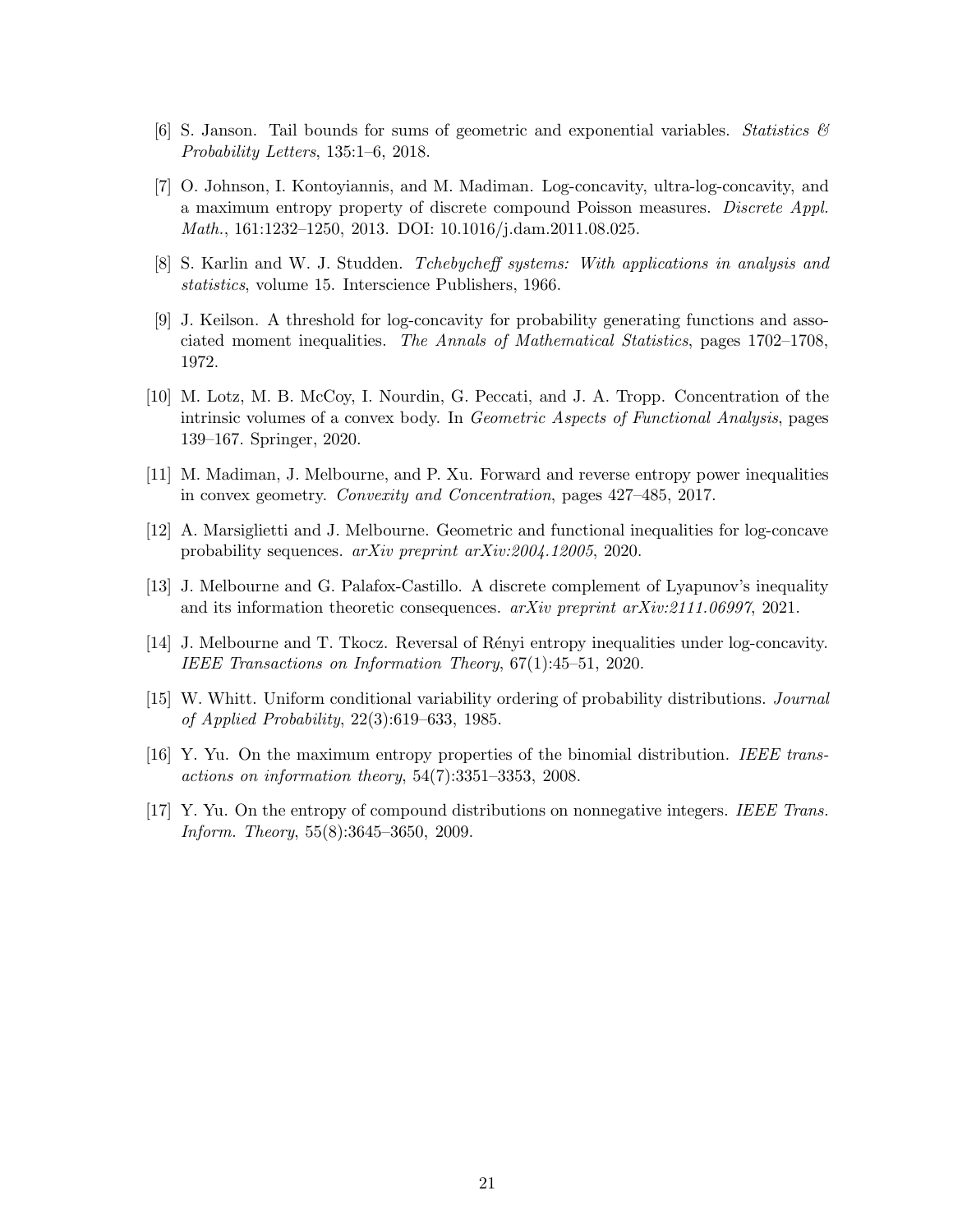[6] S. Janson. Tail bounds for sums of geometric and exponential variables. *Statistics & Probability Letters*, 135:1–6, 2018.

[7] O. Johnson, I. Kontoyiannis, and M. Madiman. Log-concavity, ultra-log-concavity, and a maximum entropy property of discrete compound Poisson measures. *Discrete Appl. Math.*, 161:1232–1250, 2013. DOI: 10.1016/j.dam.2011.08.025.

[8] S. Karlin and W. J. Studden. *Tchebycheff systems: With applications in analysis and statistics*, volume 15. Interscience Publishers, 1966.

[9] J. Keilson. A threshold for log-concavity for probability generating functions and associated moment inequalities. *The Annals of Mathematical Statistics*, pages 1702–1708, 1972.

[10] M. Lotz, M. B. McCoy, I. Nourdin, G. Peccati, and J. A. Tropp. Concentration of the intrinsic volumes of a convex body. In *Geometric Aspects of Functional Analysis*, pages 139–167. Springer, 2020.

[11] M. Madiman, J. Melbourne, and P. Xu. Forward and reverse entropy power inequalities in convex geometry. *Convexity and Concentration*, pages 427–485, 2017.

[12] A. Marsiglietti and J. Melbourne. Geometric and functional inequalities for log-concave probability sequences. *arXiv preprint arXiv:2004.12005*, 2020.

[13] J. Melbourne and G. Palafox-Castillo. A discrete complement of Lyapunov's inequality and its information theoretic consequences. *arXiv preprint arXiv:2111.06997*, 2021.

[14] J. Melbourne and T. Tkocz. Reversal of Rényi entropy inequalities under log-concavity. *IEEE Transactions on Information Theory*, 67(1):45–51, 2020.

[15] W. Whitt. Uniform conditional variability ordering of probability distributions. *Journal of Applied Probability*, 22(3):619–633, 1985.

[16] Y. Yu. On the maximum entropy properties of the binomial distribution. *IEEE transactions on information theory*, 54(7):3351–3353, 2008.

[17] Y. Yu. On the entropy of compound distributions on nonnegative integers. *IEEE Trans. Inform. Theory*, 55(8):3645–3650, 2009.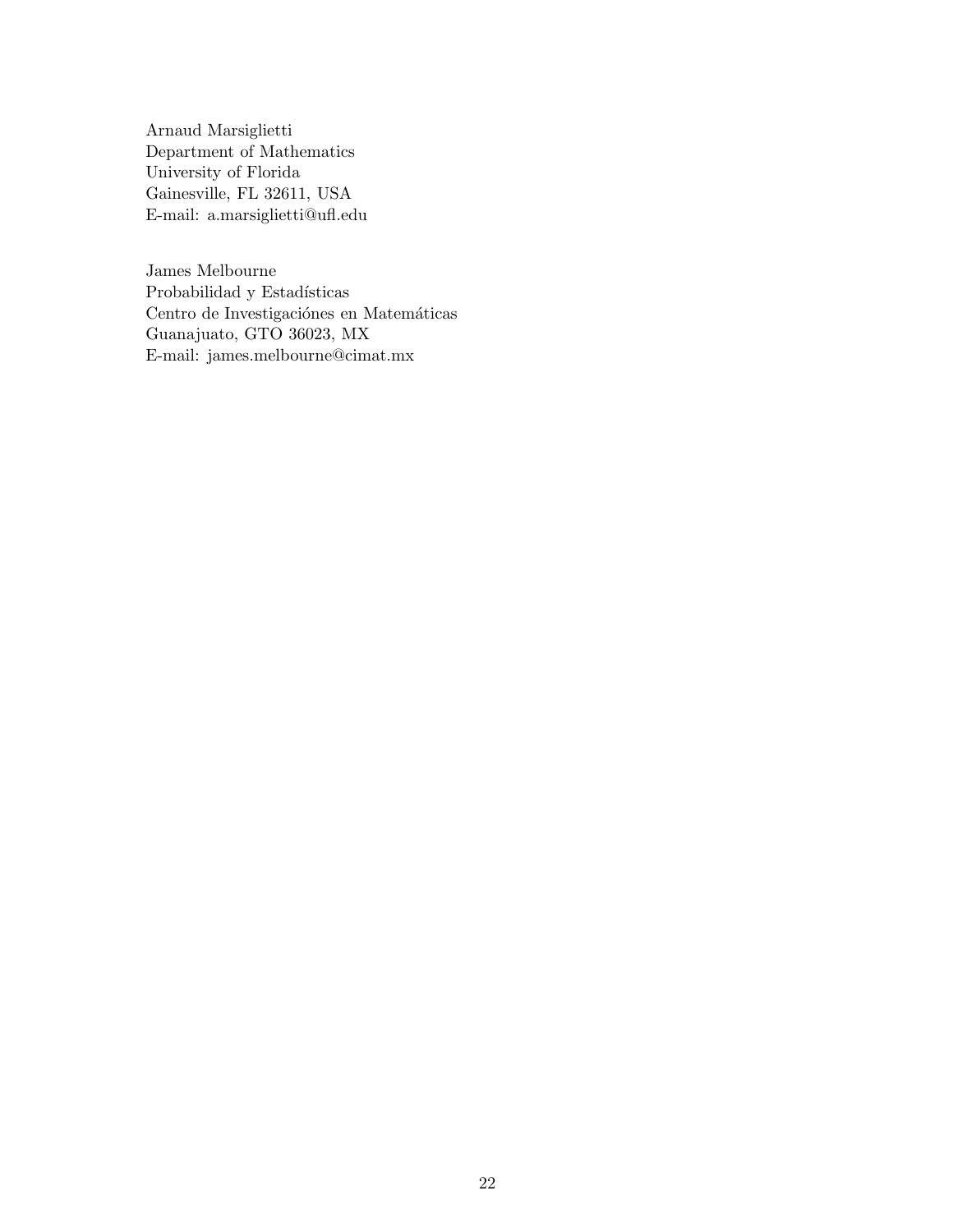Arnaud Marsiglietti
Department of Mathematics
University of Florida
Gainesville, FL 32611, USA
E-mail: a.marsiglietti@ufl.edu

James Melbourne
Probabilidad y Estadísticas
Centro de Investigaciónes en Matemáticas
Guanajuato, GTO 36023, MX
E-mail: james.melbourne@cimat.mx